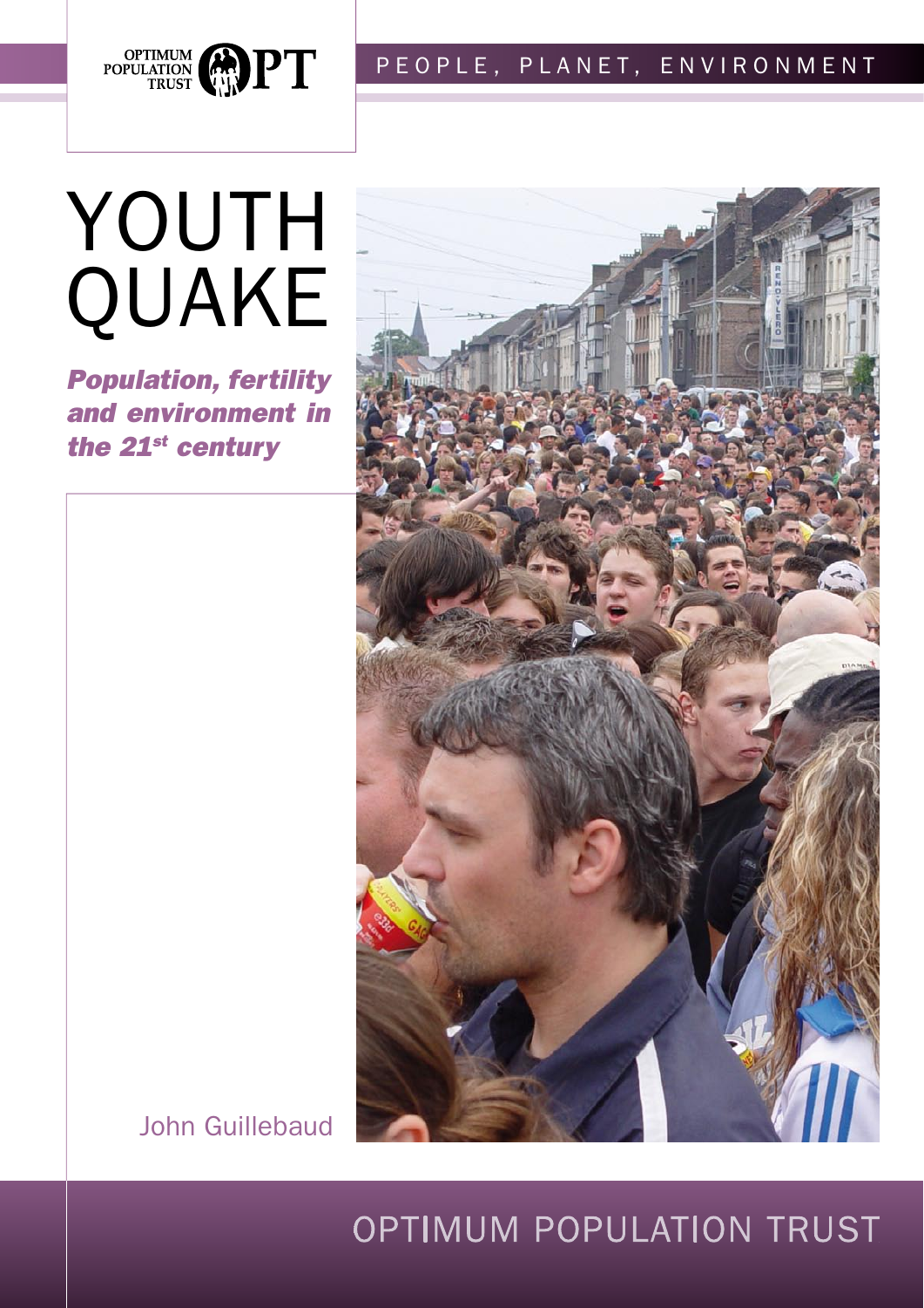OPTIMUM POPULATION TRUST

PEOPLE, PLANET, ENVIRONMENT

# YOUTH QUAKE

***Population, fertility and environment in the 21st century***

John Guillebaud

OPTIMUM POPULATION TRUST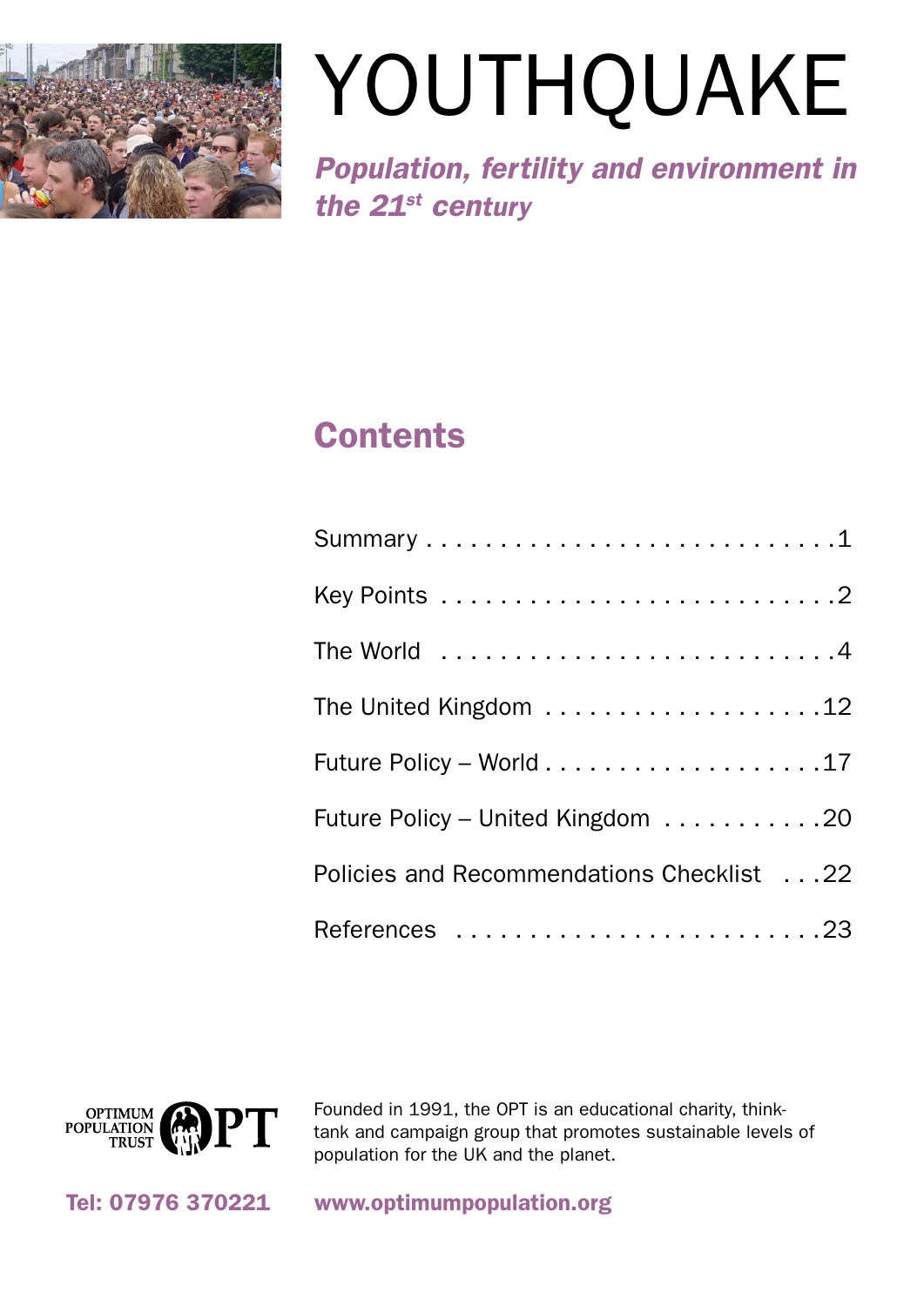# YOUTHQUAKE

***Population, fertility and environment in the 21st century***

## Contents

| | |
|---|---|
| Summary | 1 |
| Key Points | 2 |
| The World | 4 |
| The United Kingdom | 12 |
| Future Policy – World | 17 |
| Future Policy – United Kingdom | 20 |
| Policies and Recommendations Checklist | 22 |
| References | 23 |

OPTIMUM POPULATION TRUST OPT

Founded in 1991, the OPT is an educational charity, think-tank and campaign group that promotes sustainable levels of population for the UK and the planet.

**Tel: 07976 370221**

**www.optimumpopulation.org**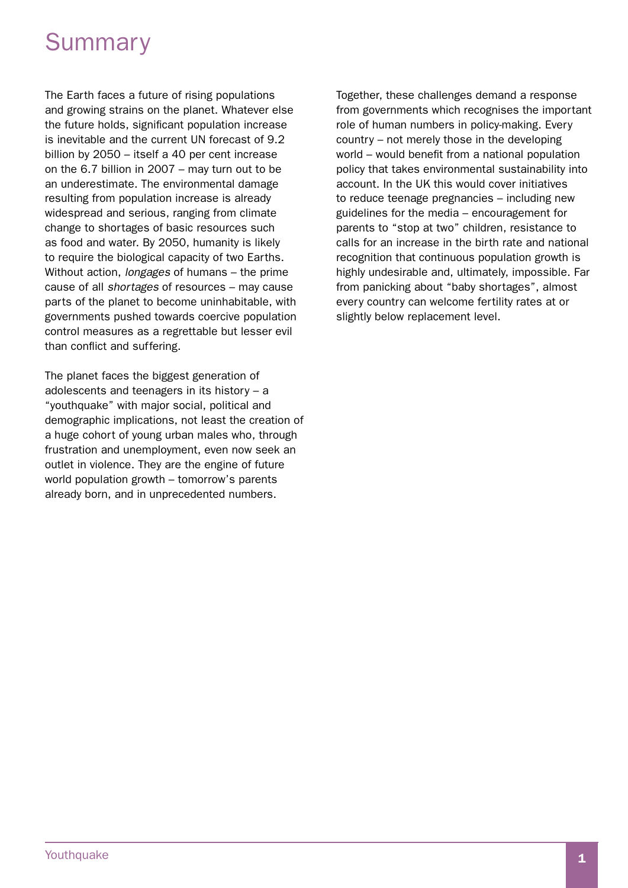# Summary

The Earth faces a future of rising populations and growing strains on the planet. Whatever else the future holds, significant population increase is inevitable and the current UN forecast of 9.2 billion by 2050 – itself a 40 per cent increase on the 6.7 billion in 2007 – may turn out to be an underestimate. The environmental damage resulting from population increase is already widespread and serious, ranging from climate change to shortages of basic resources such as food and water. By 2050, humanity is likely to require the biological capacity of two Earths. Without action, *longages* of humans – the prime cause of all *shortages* of resources – may cause parts of the planet to become uninhabitable, with governments pushed towards coercive population control measures as a regrettable but lesser evil than conflict and suffering.

The planet faces the biggest generation of adolescents and teenagers in its history – a "youthquake" with major social, political and demographic implications, not least the creation of a huge cohort of young urban males who, through frustration and unemployment, even now seek an outlet in violence. They are the engine of future world population growth – tomorrow's parents already born, and in unprecedented numbers.

Together, these challenges demand a response from governments which recognises the important role of human numbers in policy-making. Every country – not merely those in the developing world – would benefit from a national population policy that takes environmental sustainability into account. In the UK this would cover initiatives to reduce teenage pregnancies – including new guidelines for the media – encouragement for parents to "stop at two" children, resistance to calls for an increase in the birth rate and national recognition that continuous population growth is highly undesirable and, ultimately, impossible. Far from panicking about "baby shortages", almost every country can welcome fertility rates at or slightly below replacement level.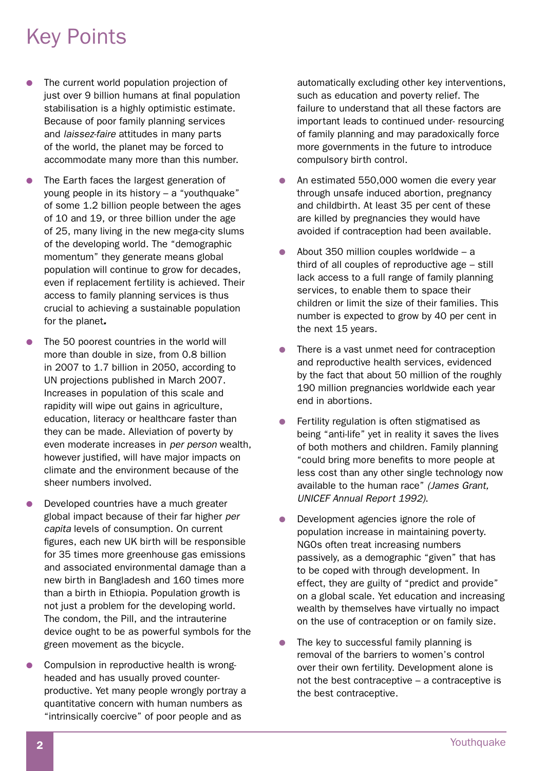# Key Points

- The current world population projection of just over 9 billion humans at final population stabilisation is a highly optimistic estimate. Because of poor family planning services and *laissez-faire* attitudes in many parts of the world, the planet may be forced to accommodate many more than this number.

- The Earth faces the largest generation of young people in its history – a "youthquake" of some 1.2 billion people between the ages of 10 and 19, or three billion under the age of 25, many living in the new mega-city slums of the developing world. The "demographic momentum" they generate means global population will continue to grow for decades, even if replacement fertility is achieved. Their access to family planning services is thus crucial to achieving a sustainable population for the planet**.**

- The 50 poorest countries in the world will more than double in size, from 0.8 billion in 2007 to 1.7 billion in 2050, according to UN projections published in March 2007. Increases in population of this scale and rapidity will wipe out gains in agriculture, education, literacy or healthcare faster than they can be made. Alleviation of poverty by even moderate increases in *per person* wealth, however justified, will have major impacts on climate and the environment because of the sheer numbers involved.

- Developed countries have a much greater global impact because of their far higher *per capita* levels of consumption. On current figures, each new UK birth will be responsible for 35 times more greenhouse gas emissions and associated environmental damage than a new birth in Bangladesh and 160 times more than a birth in Ethiopia. Population growth is not just a problem for the developing world. The condom, the Pill, and the intrauterine device ought to be as powerful symbols for the green movement as the bicycle.

- Compulsion in reproductive health is wrong-headed and has usually proved counter-productive. Yet many people wrongly portray a quantitative concern with human numbers as "intrinsically coercive" of poor people and as automatically excluding other key interventions, such as education and poverty relief. The failure to understand that all these factors are important leads to continued under- resourcing of family planning and may paradoxically force more governments in the future to introduce compulsory birth control.

- An estimated 550,000 women die every year through unsafe induced abortion, pregnancy and childbirth. At least 35 per cent of these are killed by pregnancies they would have avoided if contraception had been available.

- About 350 million couples worldwide – a third of all couples of reproductive age – still lack access to a full range of family planning services, to enable them to space their children or limit the size of their families. This number is expected to grow by 40 per cent in the next 15 years.

- There is a vast unmet need for contraception and reproductive health services, evidenced by the fact that about 50 million of the roughly 190 million pregnancies worldwide each year end in abortions.

- Fertility regulation is often stigmatised as being "anti-life" yet in reality it saves the lives of both mothers and children. Family planning "could bring more benefits to more people at less cost than any other single technology now available to the human race" *(James Grant, UNICEF Annual Report 1992)*.

- Development agencies ignore the role of population increase in maintaining poverty. NGOs often treat increasing numbers passively, as a demographic "given" that has to be coped with through development. In effect, they are guilty of "predict and provide" on a global scale. Yet education and increasing wealth by themselves have virtually no impact on the use of contraception or on family size.

- The key to successful family planning is removal of the barriers to women's control over their own fertility. Development alone is not the best contraceptive – a contraceptive is the best contraceptive.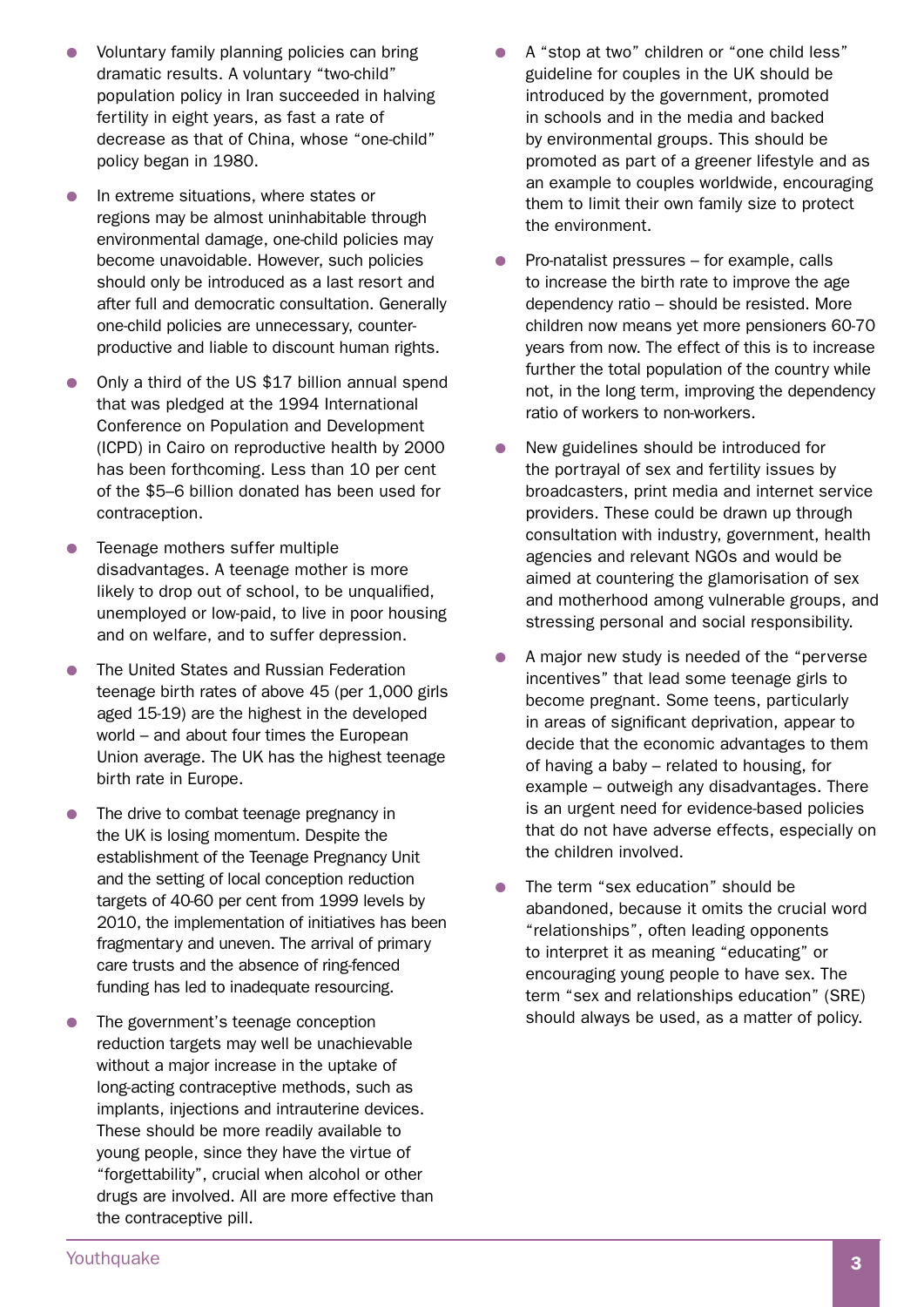- Voluntary family planning policies can bring dramatic results. A voluntary "two-child" population policy in Iran succeeded in halving fertility in eight years, as fast a rate of decrease as that of China, whose "one-child" policy began in 1980.

- In extreme situations, where states or regions may be almost uninhabitable through environmental damage, one-child policies may become unavoidable. However, such policies should only be introduced as a last resort and after full and democratic consultation. Generally one-child policies are unnecessary, counter-productive and liable to discount human rights.

- Only a third of the US $17 billion annual spend that was pledged at the 1994 International Conference on Population and Development (ICPD) in Cairo on reproductive health by 2000 has been forthcoming. Less than 10 per cent of the $5–6 billion donated has been used for contraception.

- Teenage mothers suffer multiple disadvantages. A teenage mother is more likely to drop out of school, to be unqualified, unemployed or low-paid, to live in poor housing and on welfare, and to suffer depression.

- The United States and Russian Federation teenage birth rates of above 45 (per 1,000 girls aged 15-19) are the highest in the developed world – and about four times the European Union average. The UK has the highest teenage birth rate in Europe.

- The drive to combat teenage pregnancy in the UK is losing momentum. Despite the establishment of the Teenage Pregnancy Unit and the setting of local conception reduction targets of 40-60 per cent from 1999 levels by 2010, the implementation of initiatives has been fragmentary and uneven. The arrival of primary care trusts and the absence of ring-fenced funding has led to inadequate resourcing.

- The government's teenage conception reduction targets may well be unachievable without a major increase in the uptake of long-acting contraceptive methods, such as implants, injections and intrauterine devices. These should be more readily available to young people, since they have the virtue of "forgettability", crucial when alcohol or other drugs are involved. All are more effective than the contraceptive pill.

- A "stop at two" children or "one child less" guideline for couples in the UK should be introduced by the government, promoted in schools and in the media and backed by environmental groups. This should be promoted as part of a greener lifestyle and as an example to couples worldwide, encouraging them to limit their own family size to protect the environment.

- Pro-natalist pressures – for example, calls to increase the birth rate to improve the age dependency ratio – should be resisted. More children now means yet more pensioners 60-70 years from now. The effect of this is to increase further the total population of the country while not, in the long term, improving the dependency ratio of workers to non-workers.

- New guidelines should be introduced for the portrayal of sex and fertility issues by broadcasters, print media and internet service providers. These could be drawn up through consultation with industry, government, health agencies and relevant NGOs and would be aimed at countering the glamorisation of sex and motherhood among vulnerable groups, and stressing personal and social responsibility.

- A major new study is needed of the "perverse incentives" that lead some teenage girls to become pregnant. Some teens, particularly in areas of significant deprivation, appear to decide that the economic advantages to them of having a baby – related to housing, for example – outweigh any disadvantages. There is an urgent need for evidence-based policies that do not have adverse effects, especially on the children involved.

- The term "sex education" should be abandoned, because it omits the crucial word "relationships", often leading opponents to interpret it as meaning "educating" or encouraging young people to have sex. The term "sex and relationships education" (SRE) should always be used, as a matter of policy.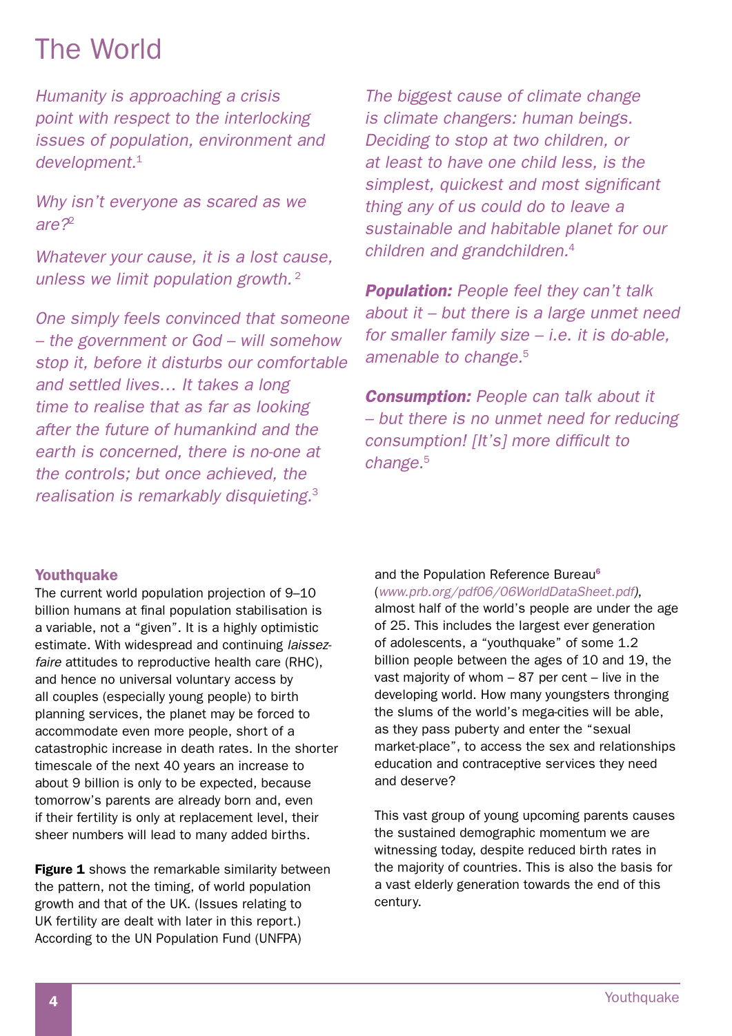# The World

*Humanity is approaching a crisis point with respect to the interlocking issues of population, environment and development.*[1]

*Why isn't everyone as scared as we are?*[2]

*Whatever your cause, it is a lost cause, unless we limit population growth.*[2]

*One simply feels convinced that someone – the government or God – will somehow stop it, before it disturbs our comfortable and settled lives… It takes a long time to realise that as far as looking after the future of humankind and the earth is concerned, there is no-one at the controls; but once achieved, the realisation is remarkably disquieting.*[3]

*The biggest cause of climate change is climate changers: human beings. Deciding to stop at two children, or at least to have one child less, is the simplest, quickest and most significant thing any of us could do to leave a sustainable and habitable planet for our children and grandchildren.*[4]

***Population:*** *People feel they can't talk about it – but there is a large unmet need for smaller family size – i.e. it is do-able, amenable to change.*[5]

***Consumption:*** *People can talk about it – but there is no unmet need for reducing consumption! [It's] more difficult to change.*[5]

### Youthquake

The current world population projection of 9–10 billion humans at final population stabilisation is a variable, not a "given". It is a highly optimistic estimate. With widespread and continuing *laissez-faire* attitudes to reproductive health care (RHC), and hence no universal voluntary access by all couples (especially young people) to birth planning services, the planet may be forced to accommodate even more people, short of a catastrophic increase in death rates. In the shorter timescale of the next 40 years an increase to about 9 billion is only to be expected, because tomorrow's parents are already born and, even if their fertility is only at replacement level, their sheer numbers will lead to many added births.

**Figure 1** shows the remarkable similarity between the pattern, not the timing, of world population growth and that of the UK. (Issues relating to UK fertility are dealt with later in this report.) According to the UN Population Fund (UNFPA) and the Population Reference Bureau[6] (*www.prb.org/pdf06/06WorldDataSheet.pdf*), almost half of the world's people are under the age of 25. This includes the largest ever generation of adolescents, a "youthquake" of some 1.2 billion people between the ages of 10 and 19, the vast majority of whom – 87 per cent – live in the developing world. How many youngsters thronging the slums of the world's mega-cities will be able, as they pass puberty and enter the "sexual market-place", to access the sex and relationships education and contraceptive services they need and deserve?

This vast group of young upcoming parents causes the sustained demographic momentum we are witnessing today, despite reduced birth rates in the majority of countries. This is also the basis for a vast elderly generation towards the end of this century.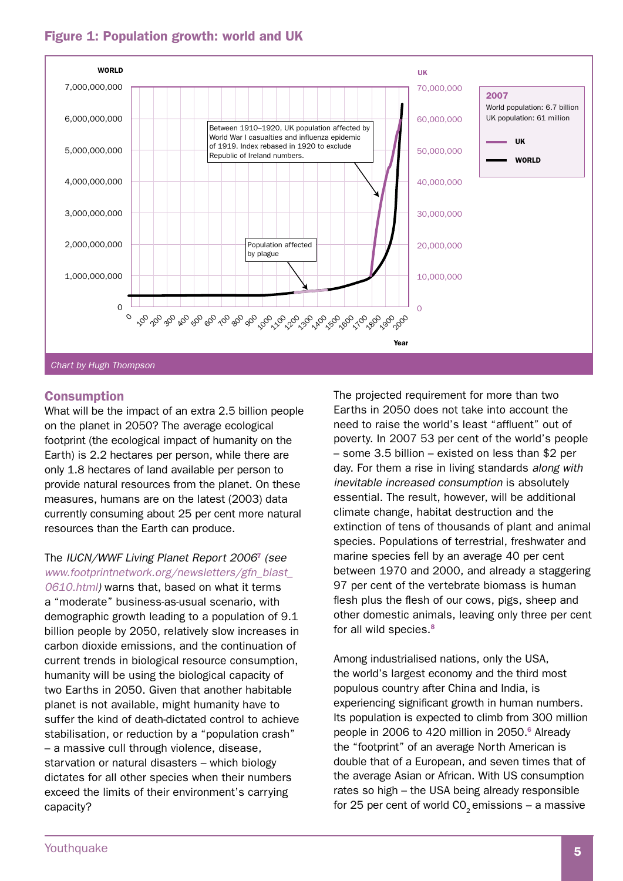**Figure 1: Population growth: world and UK**

*Chart by Hugh Thompson*

## Consumption

What will be the impact of an extra 2.5 billion people on the planet in 2050? The average ecological footprint (the ecological impact of humanity on the Earth) is 2.2 hectares per person, while there are only 1.8 hectares of land available per person to provide natural resources from the planet. On these measures, humans are on the latest (2003) data currently consuming about 25 per cent more natural resources than the Earth can produce.

The *IUCN/WWF Living Planet Report 2006*[7] *(see www.footprintnetwork.org/newsletters/gfn_blast_0610.html)* warns that, based on what it terms a "moderate" business-as-usual scenario, with demographic growth leading to a population of 9.1 billion people by 2050, relatively slow increases in carbon dioxide emissions, and the continuation of current trends in biological resource consumption, humanity will be using the biological capacity of two Earths in 2050. Given that another habitable planet is not available, might humanity have to suffer the kind of death-dictated control to achieve stabilisation, or reduction by a "population crash" – a massive cull through violence, disease, starvation or natural disasters – which biology dictates for all other species when their numbers exceed the limits of their environment's carrying capacity?

The projected requirement for more than two Earths in 2050 does not take into account the need to raise the world's least "affluent" out of poverty. In 2007 53 per cent of the world's people – some 3.5 billion – existed on less than $2 per day. For them a rise in living standards *along with inevitable increased consumption* is absolutely essential. The result, however, will be additional climate change, habitat destruction and the extinction of tens of thousands of plant and animal species. Populations of terrestrial, freshwater and marine species fell by an average 40 per cent between 1970 and 2000, and already a staggering 97 per cent of the vertebrate biomass is human flesh plus the flesh of our cows, pigs, sheep and other domestic animals, leaving only three per cent for all wild species.[8]

Among industrialised nations, only the USA, the world's largest economy and the third most populous country after China and India, is experiencing significant growth in human numbers. Its population is expected to climb from 300 million people in 2006 to 420 million in 2050.[6] Already the "footprint" of an average North American is double that of a European, and seven times that of the average Asian or African. With US consumption rates so high – the USA being already responsible for 25 per cent of world $CO_2$ emissions – a massive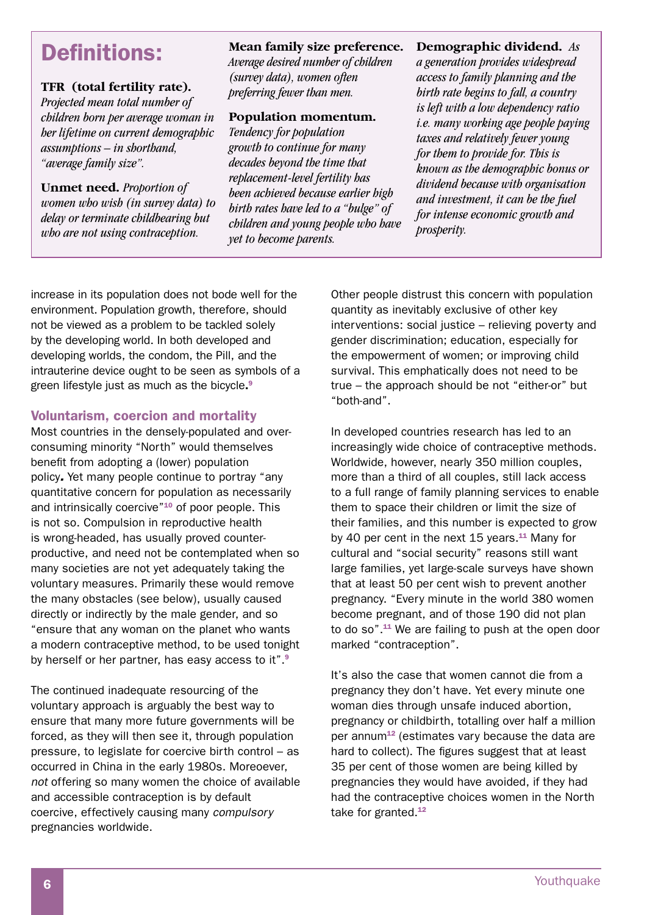## Definitions:

**TFR (total fertility rate).** *Projected mean total number of children born per average woman in her lifetime on current demographic assumptions – in shorthand, "average family size".*

**Unmet need.** *Proportion of women who wish (in survey data) to delay or terminate childbearing but who are not using contraception.*

**Mean family size preference.** *Average desired number of children (survey data), women often preferring fewer than men.*

**Population momentum.** *Tendency for population growth to continue for many decades beyond the time that replacement-level fertility has been achieved because earlier high birth rates have led to a "bulge" of children and young people who have yet to become parents.*

**Demographic dividend.** *As a generation provides widespread access to family planning and the birth rate begins to fall, a country is left with a low dependency ratio i.e. many working age people paying taxes and relatively fewer young for them to provide for. This is known as the demographic bonus or dividend because with organisation and investment, it can be the fuel for intense economic growth and prosperity.*

increase in its population does not bode well for the environment. Population growth, therefore, should not be viewed as a problem to be tackled solely by the developing world. In both developed and developing worlds, the condom, the Pill, and the intrauterine device ought to be seen as symbols of a green lifestyle just as much as the bicycle.[9]

### Voluntarism, coercion and mortality

Most countries in the densely-populated and over-consuming minority "North" would themselves benefit from adopting a (lower) population policy. Yet many people continue to portray "any quantitative concern for population as necessarily and intrinsically coercive"[10] of poor people. This is not so. Compulsion in reproductive health is wrong-headed, has usually proved counter-productive, and need not be contemplated when so many societies are not yet adequately taking the voluntary measures. Primarily these would remove the many obstacles (see below), usually caused directly or indirectly by the male gender, and so "ensure that any woman on the planet who wants a modern contraceptive method, to be used tonight by herself or her partner, has easy access to it".[9]

The continued inadequate resourcing of the voluntary approach is arguably the best way to ensure that many more future governments will be forced, as they will then see it, through population pressure, to legislate for coercive birth control – as occurred in China in the early 1980s. Moreoever, *not* offering so many women the choice of available and accessible contraception is by default coercive, effectively causing many *compulsory* pregnancies worldwide.

Other people distrust this concern with population quantity as inevitably exclusive of other key interventions: social justice – relieving poverty and gender discrimination; education, especially for the empowerment of women; or improving child survival. This emphatically does not need to be true – the approach should be not "either-or" but "both-and".

In developed countries research has led to an increasingly wide choice of contraceptive methods. Worldwide, however, nearly 350 million couples, more than a third of all couples, still lack access to a full range of family planning services to enable them to space their children or limit the size of their families, and this number is expected to grow by 40 per cent in the next 15 years.[11] Many for cultural and "social security" reasons still want large families, yet large-scale surveys have shown that at least 50 per cent wish to prevent another pregnancy. "Every minute in the world 380 women become pregnant, and of those 190 did not plan to do so".[11] We are failing to push at the open door marked "contraception".

It's also the case that women cannot die from a pregnancy they don't have. Yet every minute one woman dies through unsafe induced abortion, pregnancy or childbirth, totalling over half a million per annum[12] (estimates vary because the data are hard to collect). The figures suggest that at least 35 per cent of those women are being killed by pregnancies they would have avoided, if they had had the contraceptive choices women in the North take for granted.[12]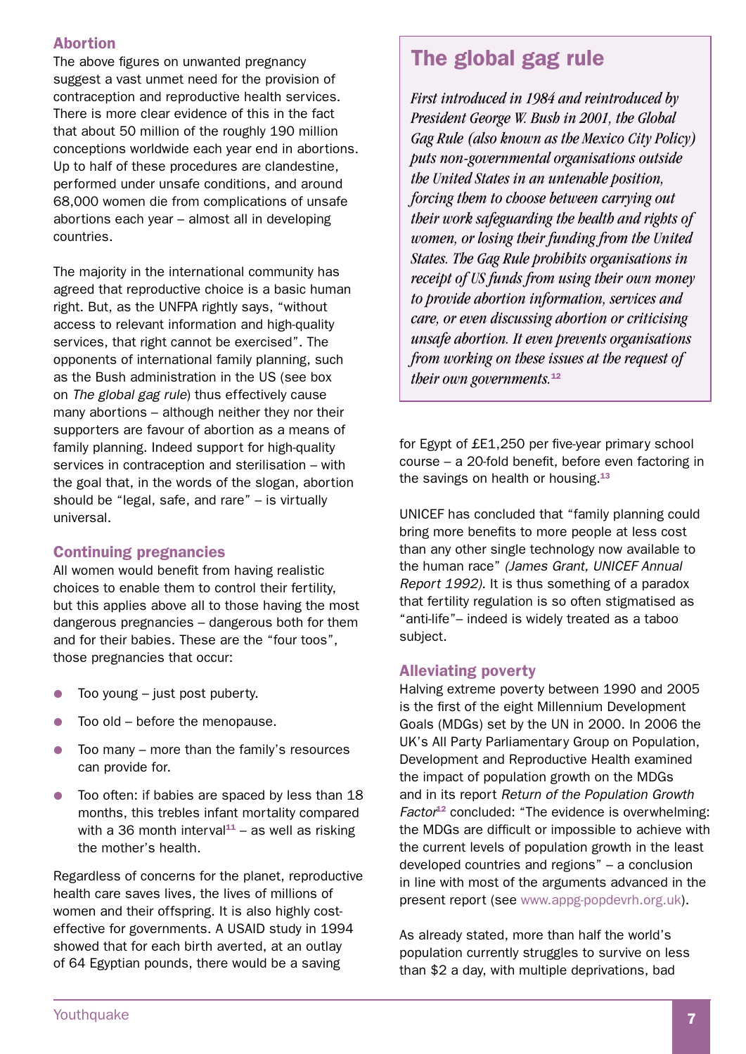## Abortion

The above figures on unwanted pregnancy suggest a vast unmet need for the provision of contraception and reproductive health services. There is more clear evidence of this in the fact that about 50 million of the roughly 190 million conceptions worldwide each year end in abortions. Up to half of these procedures are clandestine, performed under unsafe conditions, and around 68,000 women die from complications of unsafe abortions each year – almost all in developing countries.

The majority in the international community has agreed that reproductive choice is a basic human right. But, as the UNFPA rightly says, "without access to relevant information and high-quality services, that right cannot be exercised". The opponents of international family planning, such as the Bush administration in the US (see box on *The global gag rule*) thus effectively cause many abortions – although neither they nor their supporters are favour of abortion as a means of family planning. Indeed support for high-quality services in contraception and sterilisation – with the goal that, in the words of the slogan, abortion should be "legal, safe, and rare" – is virtually universal.

## Continuing pregnancies

All women would benefit from having realistic choices to enable them to control their fertility, but this applies above all to those having the most dangerous pregnancies – dangerous both for them and for their babies. These are the "four toos", those pregnancies that occur:

- Too young – just post puberty.
- Too old – before the menopause.
- Too many – more than the family's resources can provide for.
- Too often: if babies are spaced by less than 18 months, this trebles infant mortality compared with a 36 month interval[11] – as well as risking the mother's health.

Regardless of concerns for the planet, reproductive health care saves lives, the lives of millions of women and their offspring. It is also highly cost-effective for governments. A USAID study in 1994 showed that for each birth averted, at an outlay of 64 Egyptian pounds, there would be a saving for Egypt of £E1,250 per five-year primary school course – a 20-fold benefit, before even factoring in the savings on health or housing.[13]

UNICEF has concluded that "family planning could bring more benefits to more people at less cost than any other single technology now available to the human race" *(James Grant, UNICEF Annual Report 1992).* It is thus something of a paradox that fertility regulation is so often stigmatised as "anti-life"– indeed is widely treated as a taboo subject.

## The global gag rule

*First introduced in 1984 and reintroduced by President George W. Bush in 2001, the Global Gag Rule (also known as the Mexico City Policy) puts non-governmental organisations outside the United States in an untenable position, forcing them to choose between carrying out their work safeguarding the health and rights of women, or losing their funding from the United States. The Gag Rule prohibits organisations in receipt of US funds from using their own money to provide abortion information, services and care, or even discussing abortion or criticising unsafe abortion. It even prevents organisations from working on these issues at the request of their own governments.*[12]

## Alleviating poverty

Halving extreme poverty between 1990 and 2005 is the first of the eight Millennium Development Goals (MDGs) set by the UN in 2000. In 2006 the UK's All Party Parliamentary Group on Population, Development and Reproductive Health examined the impact of population growth on the MDGs and in its report *Return of the Population Growth Factor*[12] concluded: "The evidence is overwhelming: the MDGs are difficult or impossible to achieve with the current levels of population growth in the least developed countries and regions" – a conclusion in line with most of the arguments advanced in the present report (see www.appg-popdevrh.org.uk).

As already stated, more than half the world's population currently struggles to survive on less than $2 a day, with multiple deprivations, bad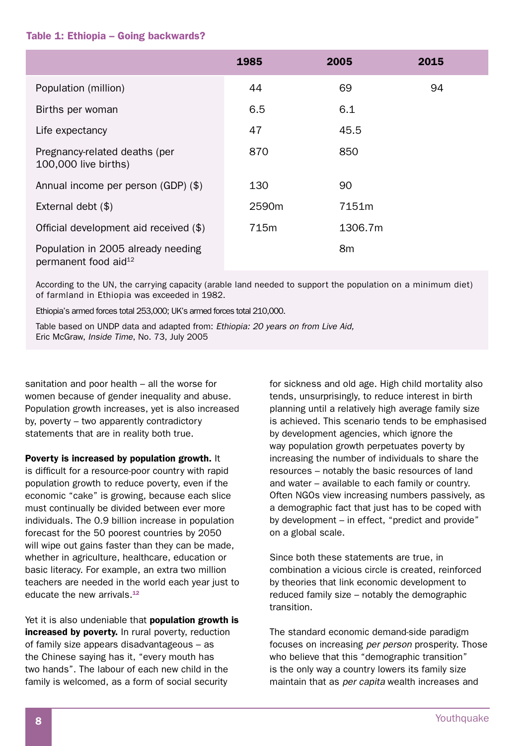**Table 1: Ethiopia – Going backwards?**

| | 1985 | 2005 | 2015 |
|---|---|---|---|
| Population (million) | 44 | 69 | 94 |
| Births per woman | 6.5 | 6.1 | |
| Life expectancy | 47 | 45.5 | |
| Pregnancy-related deaths (per 100,000 live births) | 870 | 850 | |
| Annual income per person (GDP) ($) | 130 | 90 | |
| External debt ($) | 2590m | 7151m | |
| Official development aid received ($) | 715m | 1306.7m | |
| Population in 2005 already needing permanent food aid[12] | | 8m | |

According to the UN, the carrying capacity (arable land needed to support the population on a minimum diet) of farmland in Ethiopia was exceeded in 1982.

Ethiopia's armed forces total 253,000; UK's armed forces total 210,000.

Table based on UNDP data and adapted from: *Ethiopia: 20 years on from Live Aid,* Eric McGraw, *Inside Time*, No. 73, July 2005

sanitation and poor health – all the worse for women because of gender inequality and abuse. Population growth increases, yet is also increased by, poverty – two apparently contradictory statements that are in reality both true.

**Poverty is increased by population growth.** It is difficult for a resource-poor country with rapid population growth to reduce poverty, even if the economic "cake" is growing, because each slice must continually be divided between ever more individuals. The 0.9 billion increase in population forecast for the 50 poorest countries by 2050 will wipe out gains faster than they can be made, whether in agriculture, healthcare, education or basic literacy. For example, an extra two million teachers are needed in the world each year just to educate the new arrivals.[12]

Yet it is also undeniable that **population growth is increased by poverty.** In rural poverty, reduction of family size appears disadvantageous – as the Chinese saying has it, "every mouth has two hands". The labour of each new child in the family is welcomed, as a form of social security for sickness and old age. High child mortality also tends, unsurprisingly, to reduce interest in birth planning until a relatively high average family size is achieved. This scenario tends to be emphasised by development agencies, which ignore the way population growth perpetuates poverty by increasing the number of individuals to share the resources – notably the basic resources of land and water – available to each family or country. Often NGOs view increasing numbers passively, as a demographic fact that just has to be coped with by development – in effect, "predict and provide" on a global scale.

Since both these statements are true, in combination a vicious circle is created, reinforced by theories that link economic development to reduced family size – notably the demographic transition.

The standard economic demand-side paradigm focuses on increasing *per person* prosperity. Those who believe that this "demographic transition" is the only way a country lowers its family size maintain that as *per capita* wealth increases and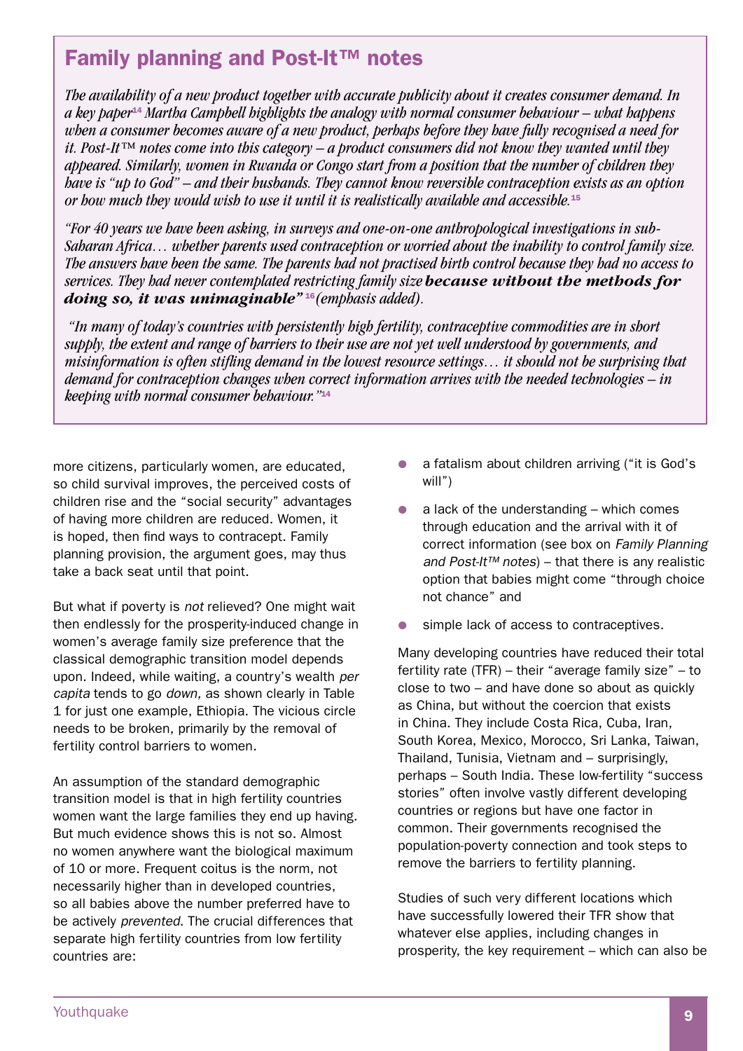## Family planning and Post-It™ notes

*The availability of a new product together with accurate publicity about it creates consumer demand. In a key paper[14] Martha Campbell highlights the analogy with normal consumer behaviour – what happens when a consumer becomes aware of a new product, perhaps before they have fully recognised a need for it. Post-It™ notes come into this category – a product consumers did not know they wanted until they appeared. Similarly, women in Rwanda or Congo start from a position that the number of children they have is "up to God" – and their husbands. They cannot know reversible contraception exists as an option or how much they would wish to use it until it is realistically available and accessible.[15]*

*"For 40 years we have been asking, in surveys and one-on-one anthropological investigations in sub-Saharan Africa… whether parents used contraception or worried about the inability to control family size. The answers have been the same. The parents had not practised birth control because they had no access to services. They had never contemplated restricting family size* ***because without the methods for doing so, it was unimaginable"*** [16] *(emphasis added).*

*"In many of today's countries with persistently high fertility, contraceptive commodities are in short supply, the extent and range of barriers to their use are not yet well understood by governments, and misinformation is often stifling demand in the lowest resource settings… it should not be surprising that demand for contraception changes when correct information arrives with the needed technologies – in keeping with normal consumer behaviour."*[14]

more citizens, particularly women, are educated, so child survival improves, the perceived costs of children rise and the "social security" advantages of having more children are reduced. Women, it is hoped, then find ways to contracept. Family planning provision, the argument goes, may thus take a back seat until that point.

But what if poverty is *not* relieved? One might wait then endlessly for the prosperity-induced change in women's average family size preference that the classical demographic transition model depends upon. Indeed, while waiting, a country's wealth *per capita* tends to go *down,* as shown clearly in Table 1 for just one example, Ethiopia. The vicious circle needs to be broken, primarily by the removal of fertility control barriers to women.

An assumption of the standard demographic transition model is that in high fertility countries women want the large families they end up having. But much evidence shows this is not so. Almost no women anywhere want the biological maximum of 10 or more. Frequent coitus is the norm, not necessarily higher than in developed countries, so all babies above the number preferred have to be actively *prevented*. The crucial differences that separate high fertility countries from low fertility countries are:

- a fatalism about children arriving ("it is God's will")
- a lack of the understanding – which comes through education and the arrival with it of correct information (see box on *Family Planning and Post-It™ notes*) – that there is any realistic option that babies might come "through choice not chance" and
- simple lack of access to contraceptives.

Many developing countries have reduced their total fertility rate (TFR) – their "average family size" – to close to two – and have done so about as quickly as China, but without the coercion that exists in China. They include Costa Rica, Cuba, Iran, South Korea, Mexico, Morocco, Sri Lanka, Taiwan, Thailand, Tunisia, Vietnam and – surprisingly, perhaps – South India. These low-fertility "success stories" often involve vastly different developing countries or regions but have one factor in common. Their governments recognised the population-poverty connection and took steps to remove the barriers to fertility planning.

Studies of such very different locations which have successfully lowered their TFR show that whatever else applies, including changes in prosperity, the key requirement – which can also be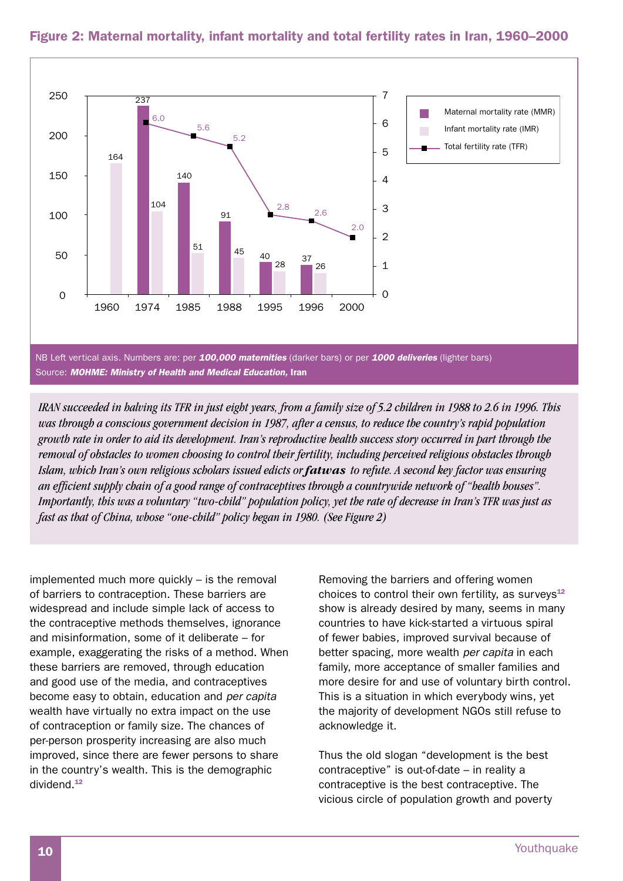## Figure 2: Maternal mortality, infant mortality and total fertility rates in Iran, 1960–2000

| Year | Maternal mortality rate (MMR) | Infant mortality rate (IMR) | Total fertility rate (TFR) |
|---|---|---|---|
| 1960 | | 164 | |
| 1974 | 237 | 104 | 6.0 |
| 1985 | 140 | 51 | 5.6 |
| 1988 | 91 | 45 | 5.2 |
| 1995 | 40 | 28 | 2.8 |
| 1996 | 37 | 26 | 2.6 |
| 2000 | | | 2.0 |

NB Left vertical axis. Numbers are: per ***100,000 maternities*** (darker bars) or per ***1000 deliveries*** (lighter bars)
Source: ***MOHME: Ministry of Health and Medical Education,*** **Iran**

*IRAN succeeded in halving its TFR in just eight years, from a family size of 5.2 children in 1988 to 2.6 in 1996. This was through a conscious government decision in 1987, after a census, to reduce the country's rapid population growth rate in order to aid its development. Iran's reproductive health success story occurred in part through the removal of obstacles to women choosing to control their fertility, including perceived religious obstacles through Islam, which Iran's own religious scholars issued edicts or* ***fatwas*** *to refute. A second key factor was ensuring an efficient supply chain of a good range of contraceptives through a countrywide network of "health houses". Importantly, this was a voluntary "two-child" population policy, yet the rate of decrease in Iran's TFR was just as fast as that of China, whose "one-child" policy began in 1980. (See Figure 2)*

implemented much more quickly – is the removal of barriers to contraception. These barriers are widespread and include simple lack of access to the contraceptive methods themselves, ignorance and misinformation, some of it deliberate – for example, exaggerating the risks of a method. When these barriers are removed, through education and good use of the media, and contraceptives become easy to obtain, education and *per capita* wealth have virtually no extra impact on the use of contraception or family size. The chances of per-person prosperity increasing are also much improved, since there are fewer persons to share in the country's wealth. This is the demographic dividend.[12]

Removing the barriers and offering women choices to control their own fertility, as surveys[12] show is already desired by many, seems in many countries to have kick-started a virtuous spiral of fewer babies, improved survival because of better spacing, more wealth *per capita* in each family, more acceptance of smaller families and more desire for and use of voluntary birth control. This is a situation in which everybody wins, yet the majority of development NGOs still refuse to acknowledge it.

Thus the old slogan "development is the best contraceptive" is out-of-date – in reality a contraceptive is the best contraceptive. The vicious circle of population growth and poverty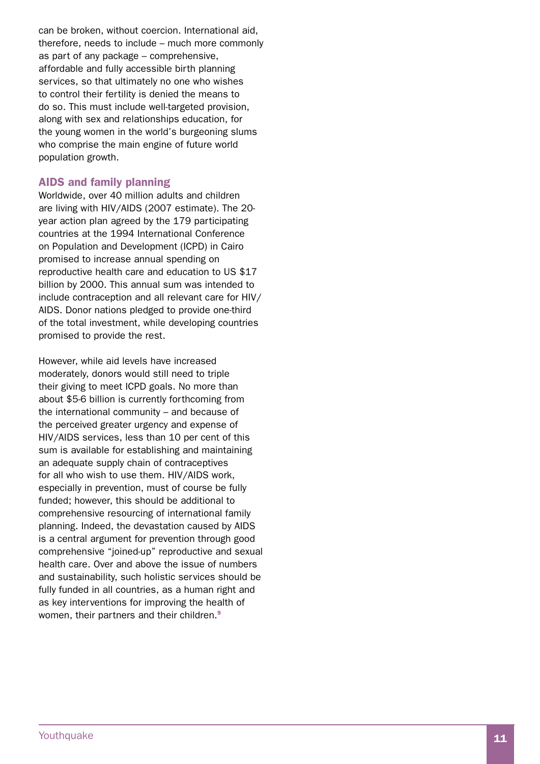can be broken, without coercion. International aid, therefore, needs to include – much more commonly as part of any package – comprehensive, affordable and fully accessible birth planning services, so that ultimately no one who wishes to control their fertility is denied the means to do so. This must include well-targeted provision, along with sex and relationships education, for the young women in the world's burgeoning slums who comprise the main engine of future world population growth.

### AIDS and family planning

Worldwide, over 40 million adults and children are living with HIV/AIDS (2007 estimate). The 20-year action plan agreed by the 179 participating countries at the 1994 International Conference on Population and Development (ICPD) in Cairo promised to increase annual spending on reproductive health care and education to US $17 billion by 2000. This annual sum was intended to include contraception and all relevant care for HIV/AIDS. Donor nations pledged to provide one-third of the total investment, while developing countries promised to provide the rest.

However, while aid levels have increased moderately, donors would still need to triple their giving to meet ICPD goals. No more than about $5-6 billion is currently forthcoming from the international community – and because of the perceived greater urgency and expense of HIV/AIDS services, less than 10 per cent of this sum is available for establishing and maintaining an adequate supply chain of contraceptives for all who wish to use them. HIV/AIDS work, especially in prevention, must of course be fully funded; however, this should be additional to comprehensive resourcing of international family planning. Indeed, the devastation caused by AIDS is a central argument for prevention through good comprehensive "joined-up" reproductive and sexual health care. Over and above the issue of numbers and sustainability, such holistic services should be fully funded in all countries, as a human right and as key interventions for improving the health of women, their partners and their children.[9]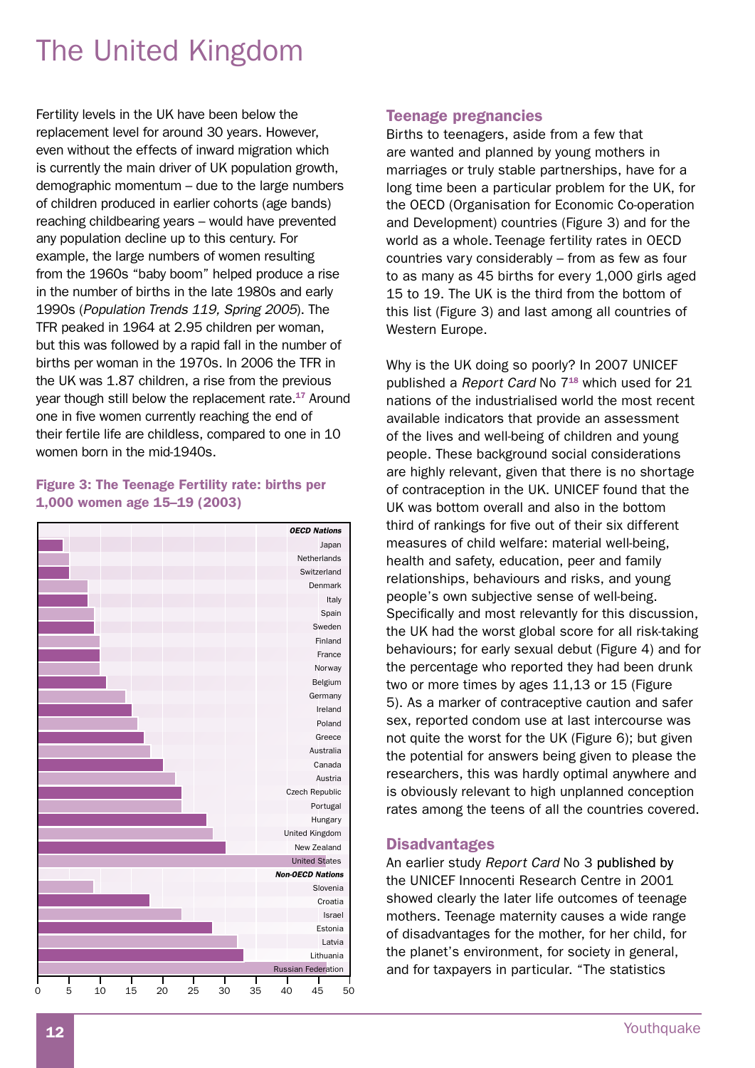# The United Kingdom

Fertility levels in the UK have been below the replacement level for around 30 years. However, even without the effects of inward migration which is currently the main driver of UK population growth, demographic momentum – due to the large numbers of children produced in earlier cohorts (age bands) reaching childbearing years – would have prevented any population decline up to this century. For example, the large numbers of women resulting from the 1960s "baby boom" helped produce a rise in the number of births in the late 1980s and early 1990s (*Population Trends 119, Spring 2005*). The TFR peaked in 1964 at 2.95 children per woman, but this was followed by a rapid fall in the number of births per woman in the 1970s. In 2006 the TFR in the UK was 1.87 children, a rise from the previous year though still below the replacement rate.[17] Around one in five women currently reaching the end of their fertile life are childless, compared to one in 10 women born in the mid-1940s.

**Figure 3: The Teenage Fertility rate: births per 1,000 women age 15–19 (2003)**

## Teenage pregnancies

Births to teenagers, aside from a few that are wanted and planned by young mothers in marriages or truly stable partnerships, have for a long time been a particular problem for the UK, for the OECD (Organisation for Economic Co-operation and Development) countries (Figure 3) and for the world as a whole. Teenage fertility rates in OECD countries vary considerably – from as few as four to as many as 45 births for every 1,000 girls aged 15 to 19. The UK is the third from the bottom of this list (Figure 3) and last among all countries of Western Europe.

Why is the UK doing so poorly? In 2007 UNICEF published a *Report Card* No 7[18] which used for 21 nations of the industrialised world the most recent available indicators that provide an assessment of the lives and well-being of children and young people. These background social considerations are highly relevant, given that there is no shortage of contraception in the UK. UNICEF found that the UK was bottom overall and also in the bottom third of rankings for five out of their six different measures of child welfare: material well-being, health and safety, education, peer and family relationships, behaviours and risks, and young people's own subjective sense of well-being. Specifically and most relevantly for this discussion, the UK had the worst global score for all risk-taking behaviours; for early sexual debut (Figure 4) and for the percentage who reported they had been drunk two or more times by ages 11,13 or 15 (Figure 5). As a marker of contraceptive caution and safer sex, reported condom use at last intercourse was not quite the worst for the UK (Figure 6); but given the potential for answers being given to please the researchers, this was hardly optimal anywhere and is obviously relevant to high unplanned conception rates among the teens of all the countries covered.

## Disadvantages

An earlier study *Report Card* No 3 published by the UNICEF Innocenti Research Centre in 2001 showed clearly the later life outcomes of teenage mothers. Teenage maternity causes a wide range of disadvantages for the mother, for her child, for the planet's environment, for society in general, and for taxpayers in particular. "The statistics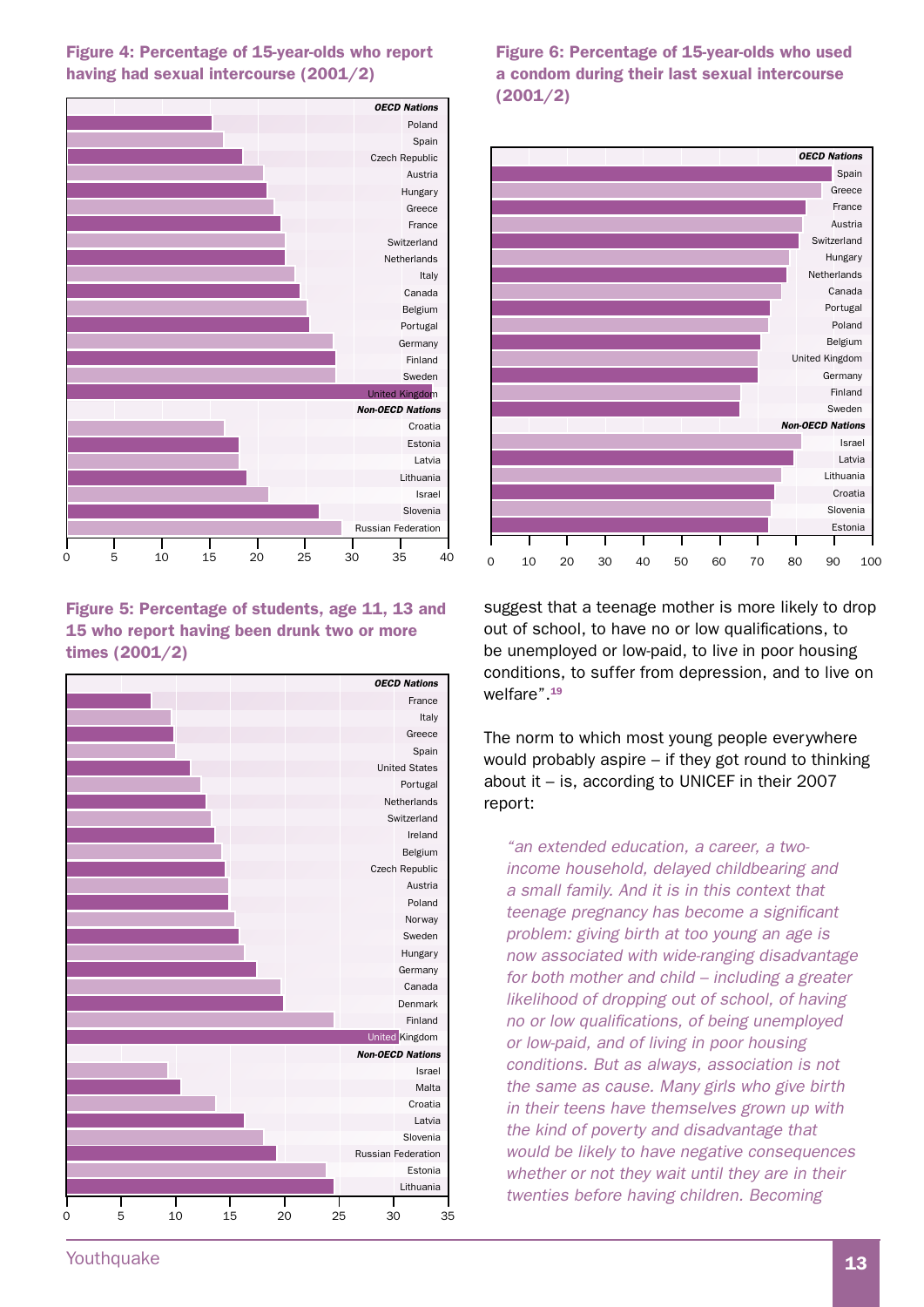**Figure 4: Percentage of 15-year-olds who report having had sexual intercourse (2001/2)**

*OECD Nations*: Poland, Spain, Czech Republic, Austria, Hungary, Greece, France, Switzerland, Netherlands, Italy, Canada, Belgium, Portugal, Germany, Finland, Sweden, United Kingdom

*Non-OECD Nations*: Croatia, Estonia, Latvia, Lithuania, Israel, Slovenia, Russian Federation

0 5 10 15 20 25 30 35 40

**Figure 5: Percentage of students, age 11, 13 and 15 who report having been drunk two or more times (2001/2)**

*OECD Nations*: France, Italy, Greece, Spain, United States, Portugal, Netherlands, Switzerland, Ireland, Belgium, Czech Republic, Austria, Poland, Norway, Sweden, Hungary, Germany, Canada, Denmark, Finland, United Kingdom

*Non-OECD Nations*: Israel, Malta, Croatia, Latvia, Slovenia, Russian Federation, Estonia, Lithuania

0 5 10 15 20 25 30 35

**Figure 6: Percentage of 15-year-olds who used a condom during their last sexual intercourse (2001/2)**

*OECD Nations*: Spain, Greece, France, Austria, Switzerland, Hungary, Netherlands, Canada, Portugal, Poland, Belgium, United Kingdom, Germany, Finland, Sweden

*Non-OECD Nations*: Israel, Latvia, Lithuania, Croatia, Slovenia, Estonia

0 10 20 30 40 50 60 70 80 90 100

suggest that a teenage mother is more likely to drop out of school, to have no or low qualifications, to be unemployed or low-paid, to live in poor housing conditions, to suffer from depression, and to live on welfare".[19]

The norm to which most young people everywhere would probably aspire – if they got round to thinking about it – is, according to UNICEF in their 2007 report:

> *"an extended education, a career, a two-income household, delayed childbearing and a small family. And it is in this context that teenage pregnancy has become a significant problem: giving birth at too young an age is now associated with wide-ranging disadvantage for both mother and child – including a greater likelihood of dropping out of school, of having no or low qualifications, of being unemployed or low-paid, and of living in poor housing conditions. But as always, association is not the same as cause. Many girls who give birth in their teens have themselves grown up with the kind of poverty and disadvantage that would be likely to have negative consequences whether or not they wait until they are in their twenties before having children. Becoming*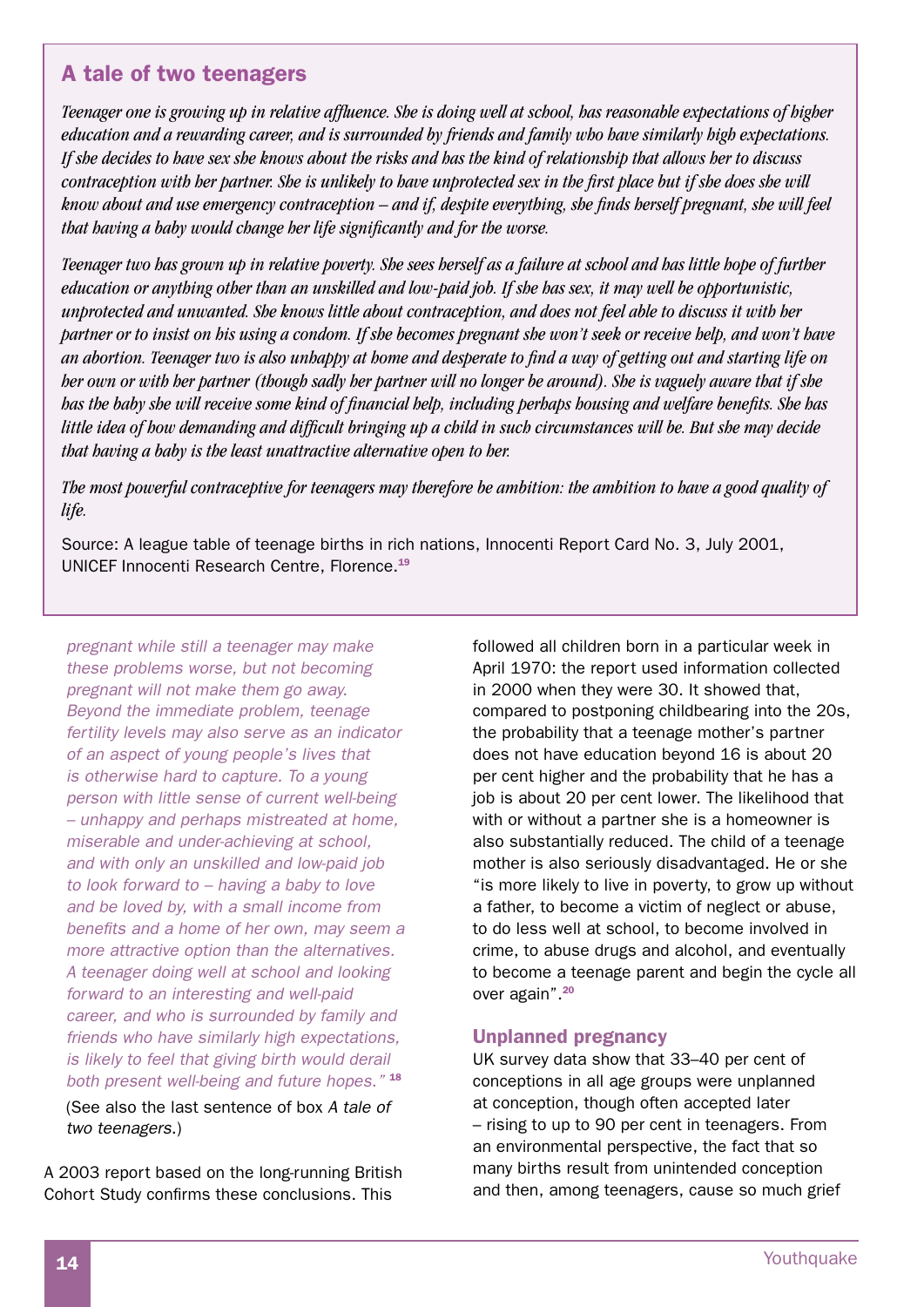## A tale of two teenagers

*Teenager one is growing up in relative affluence. She is doing well at school, has reasonable expectations of higher education and a rewarding career, and is surrounded by friends and family who have similarly high expectations. If she decides to have sex she knows about the risks and has the kind of relationship that allows her to discuss contraception with her partner. She is unlikely to have unprotected sex in the first place but if she does she will know about and use emergency contraception – and if, despite everything, she finds herself pregnant, she will feel that having a baby would change her life significantly and for the worse.*

*Teenager two has grown up in relative poverty. She sees herself as a failure at school and has little hope of further education or anything other than an unskilled and low-paid job. If she has sex, it may well be opportunistic, unprotected and unwanted. She knows little about contraception, and does not feel able to discuss it with her partner or to insist on his using a condom. If she becomes pregnant she won't seek or receive help, and won't have an abortion. Teenager two is also unhappy at home and desperate to find a way of getting out and starting life on her own or with her partner (though sadly her partner will no longer be around). She is vaguely aware that if she has the baby she will receive some kind of financial help, including perhaps housing and welfare benefits. She has little idea of how demanding and difficult bringing up a child in such circumstances will be. But she may decide that having a baby is the least unattractive alternative open to her.*

*The most powerful contraceptive for teenagers may therefore be ambition: the ambition to have a good quality of life.*

Source: A league table of teenage births in rich nations, Innocenti Report Card No. 3, July 2001, UNICEF Innocenti Research Centre, Florence.[19]

*pregnant while still a teenager may make these problems worse, but not becoming pregnant will not make them go away. Beyond the immediate problem, teenage fertility levels may also serve as an indicator of an aspect of young people's lives that is otherwise hard to capture. To a young person with little sense of current well-being – unhappy and perhaps mistreated at home, miserable and under-achieving at school, and with only an unskilled and low-paid job to look forward to – having a baby to love and be loved by, with a small income from benefits and a home of her own, may seem a more attractive option than the alternatives. A teenager doing well at school and looking forward to an interesting and well-paid career, and who is surrounded by family and friends who have similarly high expectations, is likely to feel that giving birth would derail both present well-being and future hopes."* [18]

(See also the last sentence of box *A tale of two teenagers*.)

A 2003 report based on the long-running British Cohort Study confirms these conclusions. This followed all children born in a particular week in April 1970: the report used information collected in 2000 when they were 30. It showed that, compared to postponing childbearing into the 20s, the probability that a teenage mother's partner does not have education beyond 16 is about 20 per cent higher and the probability that he has a job is about 20 per cent lower. The likelihood that with or without a partner she is a homeowner is also substantially reduced. The child of a teenage mother is also seriously disadvantaged. He or she "is more likely to live in poverty, to grow up without a father, to become a victim of neglect or abuse, to do less well at school, to become involved in crime, to abuse drugs and alcohol, and eventually to become a teenage parent and begin the cycle all over again".[20]

### Unplanned pregnancy

UK survey data show that 33–40 per cent of conceptions in all age groups were unplanned at conception, though often accepted later – rising to up to 90 per cent in teenagers. From an environmental perspective, the fact that so many births result from unintended conception and then, among teenagers, cause so much grief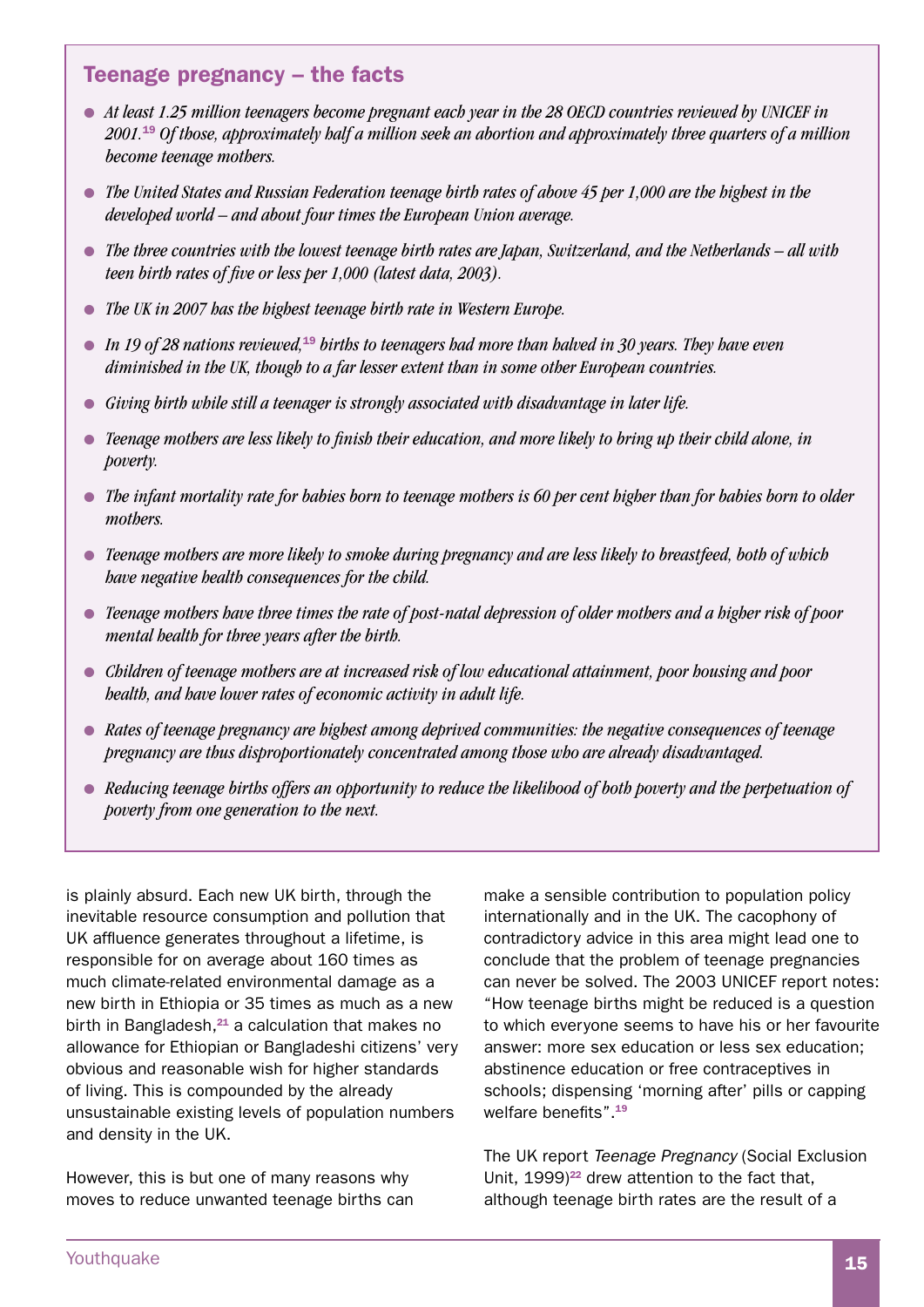## Teenage pregnancy – the facts

- *At least 1.25 million teenagers become pregnant each year in the 28 OECD countries reviewed by UNICEF in 2001.*[19] *Of those, approximately half a million seek an abortion and approximately three quarters of a million become teenage mothers.*
- *The United States and Russian Federation teenage birth rates of above 45 per 1,000 are the highest in the developed world – and about four times the European Union average.*
- *The three countries with the lowest teenage birth rates are Japan, Switzerland, and the Netherlands – all with teen birth rates of five or less per 1,000 (latest data, 2003).*
- *The UK in 2007 has the highest teenage birth rate in Western Europe.*
- *In 19 of 28 nations reviewed,*[19] *births to teenagers had more than halved in 30 years. They have even diminished in the UK, though to a far lesser extent than in some other European countries.*
- *Giving birth while still a teenager is strongly associated with disadvantage in later life.*
- *Teenage mothers are less likely to finish their education, and more likely to bring up their child alone, in poverty.*
- *The infant mortality rate for babies born to teenage mothers is 60 per cent higher than for babies born to older mothers.*
- *Teenage mothers are more likely to smoke during pregnancy and are less likely to breastfeed, both of which have negative health consequences for the child.*
- *Teenage mothers have three times the rate of post-natal depression of older mothers and a higher risk of poor mental health for three years after the birth.*
- *Children of teenage mothers are at increased risk of low educational attainment, poor housing and poor health, and have lower rates of economic activity in adult life.*
- *Rates of teenage pregnancy are highest among deprived communities: the negative consequences of teenage pregnancy are thus disproportionately concentrated among those who are already disadvantaged.*
- *Reducing teenage births offers an opportunity to reduce the likelihood of both poverty and the perpetuation of poverty from one generation to the next.*

is plainly absurd. Each new UK birth, through the inevitable resource consumption and pollution that UK affluence generates throughout a lifetime, is responsible for on average about 160 times as much climate-related environmental damage as a new birth in Ethiopia or 35 times as much as a new birth in Bangladesh,[21] a calculation that makes no allowance for Ethiopian or Bangladeshi citizens' very obvious and reasonable wish for higher standards of living. This is compounded by the already unsustainable existing levels of population numbers and density in the UK.

However, this is but one of many reasons why moves to reduce unwanted teenage births can make a sensible contribution to population policy internationally and in the UK. The cacophony of contradictory advice in this area might lead one to conclude that the problem of teenage pregnancies can never be solved. The 2003 UNICEF report notes: "How teenage births might be reduced is a question to which everyone seems to have his or her favourite answer: more sex education or less sex education; abstinence education or free contraceptives in schools; dispensing 'morning after' pills or capping welfare benefits".[19]

The UK report *Teenage Pregnancy* (Social Exclusion Unit, 1999)[22] drew attention to the fact that, although teenage birth rates are the result of a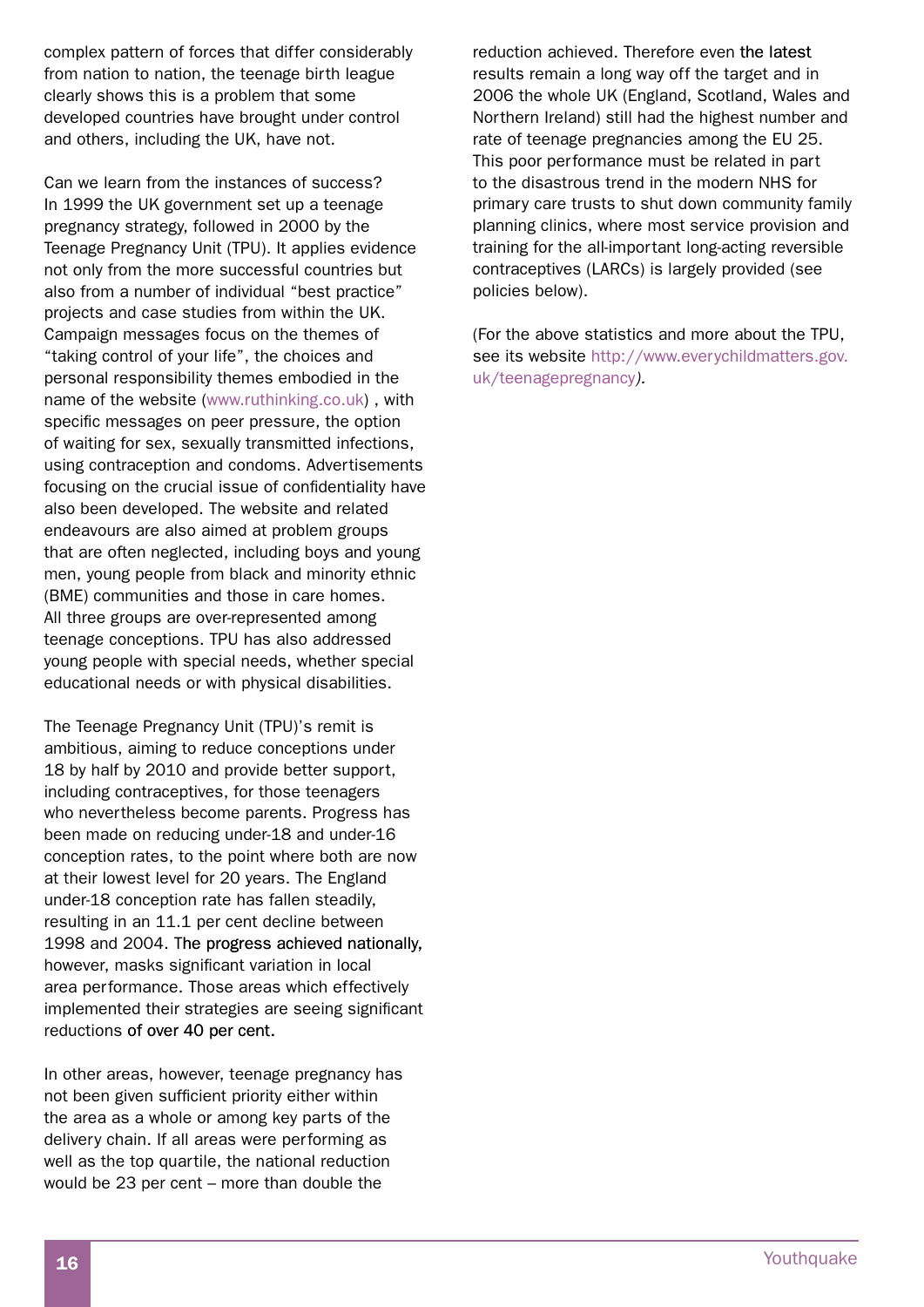complex pattern of forces that differ considerably from nation to nation, the teenage birth league clearly shows this is a problem that some developed countries have brought under control and others, including the UK, have not.

Can we learn from the instances of success? In 1999 the UK government set up a teenage pregnancy strategy, followed in 2000 by the Teenage Pregnancy Unit (TPU). It applies evidence not only from the more successful countries but also from a number of individual "best practice" projects and case studies from within the UK. Campaign messages focus on the themes of "taking control of your life", the choices and personal responsibility themes embodied in the name of the website (www.ruthinking.co.uk) , with specific messages on peer pressure, the option of waiting for sex, sexually transmitted infections, using contraception and condoms. Advertisements focusing on the crucial issue of confidentiality have also been developed. The website and related endeavours are also aimed at problem groups that are often neglected, including boys and young men, young people from black and minority ethnic (BME) communities and those in care homes. All three groups are over-represented among teenage conceptions. TPU has also addressed young people with special needs, whether special educational needs or with physical disabilities.

The Teenage Pregnancy Unit (TPU)'s remit is ambitious, aiming to reduce conceptions under 18 by half by 2010 and provide better support, including contraceptives, for those teenagers who nevertheless become parents. Progress has been made on reducing under-18 and under-16 conception rates, to the point where both are now at their lowest level for 20 years. The England under-18 conception rate has fallen steadily, resulting in an 11.1 per cent decline between 1998 and 2004. The progress achieved nationally, however, masks significant variation in local area performance. Those areas which effectively implemented their strategies are seeing significant reductions of over 40 per cent.

In other areas, however, teenage pregnancy has not been given sufficient priority either within the area as a whole or among key parts of the delivery chain. If all areas were performing as well as the top quartile, the national reduction would be 23 per cent – more than double the reduction achieved. Therefore even the latest results remain a long way off the target and in 2006 the whole UK (England, Scotland, Wales and Northern Ireland) still had the highest number and rate of teenage pregnancies among the EU 25. This poor performance must be related in part to the disastrous trend in the modern NHS for primary care trusts to shut down community family planning clinics, where most service provision and training for the all-important long-acting reversible contraceptives (LARCs) is largely provided (see policies below).

(For the above statistics and more about the TPU, see its website http://www.everychildmatters.gov.uk/teenagepregnancy*)*.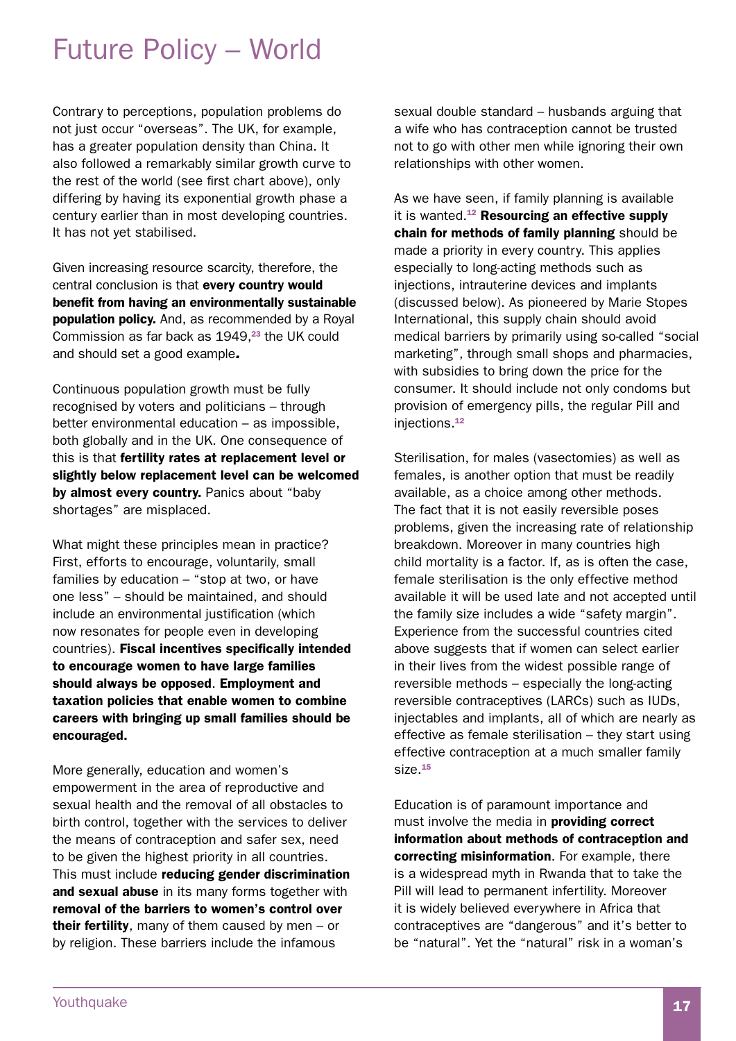# Future Policy – World

Contrary to perceptions, population problems do not just occur "overseas". The UK, for example, has a greater population density than China. It also followed a remarkably similar growth curve to the rest of the world (see first chart above), only differing by having its exponential growth phase a century earlier than in most developing countries. It has not yet stabilised.

Given increasing resource scarcity, therefore, the central conclusion is that **every country would benefit from having an environmentally sustainable population policy.** And, as recommended by a Royal Commission as far back as 1949,[23] the UK could and should set a good example**.**

Continuous population growth must be fully recognised by voters and politicians – through better environmental education – as impossible, both globally and in the UK. One consequence of this is that **fertility rates at replacement level or slightly below replacement level can be welcomed by almost every country.** Panics about "baby shortages" are misplaced.

What might these principles mean in practice? First, efforts to encourage, voluntarily, small families by education – "stop at two, or have one less" – should be maintained, and should include an environmental justification (which now resonates for people even in developing countries). **Fiscal incentives specifically intended to encourage women to have large families should always be opposed**. **Employment and taxation policies that enable women to combine careers with bringing up small families should be encouraged.**

More generally, education and women's empowerment in the area of reproductive and sexual health and the removal of all obstacles to birth control, together with the services to deliver the means of contraception and safer sex, need to be given the highest priority in all countries. This must include **reducing gender discrimination and sexual abuse** in its many forms together with **removal of the barriers to women's control over their fertility**, many of them caused by men – or by religion. These barriers include the infamous sexual double standard – husbands arguing that a wife who has contraception cannot be trusted not to go with other men while ignoring their own relationships with other women.

As we have seen, if family planning is available it is wanted.[12] **Resourcing an effective supply chain for methods of family planning** should be made a priority in every country. This applies especially to long-acting methods such as injections, intrauterine devices and implants (discussed below). As pioneered by Marie Stopes International, this supply chain should avoid medical barriers by primarily using so-called "social marketing", through small shops and pharmacies, with subsidies to bring down the price for the consumer. It should include not only condoms but provision of emergency pills, the regular Pill and injections.[12]

Sterilisation, for males (vasectomies) as well as females, is another option that must be readily available, as a choice among other methods. The fact that it is not easily reversible poses problems, given the increasing rate of relationship breakdown. Moreover in many countries high child mortality is a factor. If, as is often the case, female sterilisation is the only effective method available it will be used late and not accepted until the family size includes a wide "safety margin". Experience from the successful countries cited above suggests that if women can select earlier in their lives from the widest possible range of reversible methods – especially the long-acting reversible contraceptives (LARCs) such as IUDs, injectables and implants, all of which are nearly as effective as female sterilisation – they start using effective contraception at a much smaller family size.[15]

Education is of paramount importance and must involve the media in **providing correct information about methods of contraception and correcting misinformation**. For example, there is a widespread myth in Rwanda that to take the Pill will lead to permanent infertility. Moreover it is widely believed everywhere in Africa that contraceptives are "dangerous" and it's better to be "natural". Yet the "natural" risk in a woman's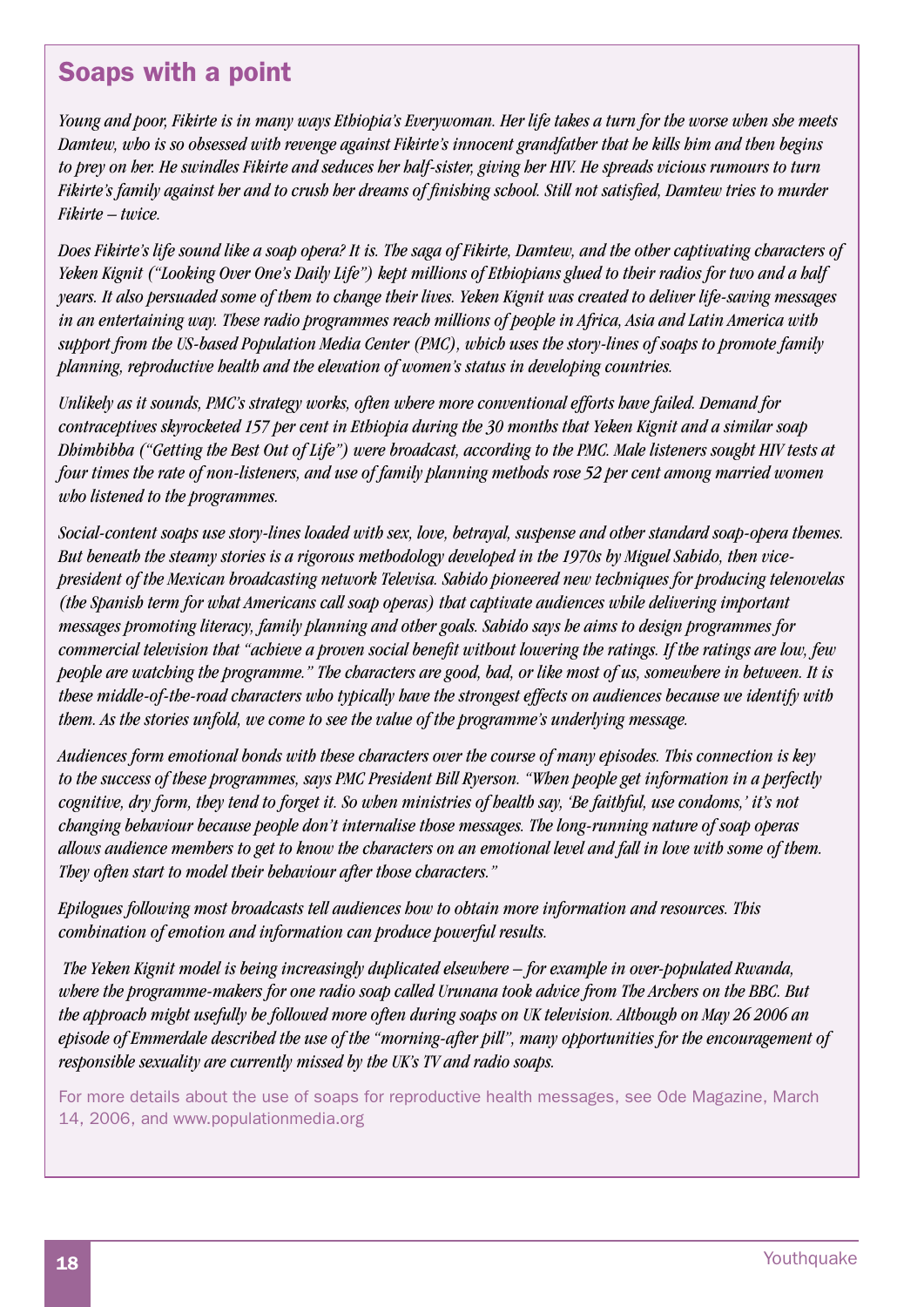## Soaps with a point

*Young and poor, Fikirte is in many ways Ethiopia's Everywoman. Her life takes a turn for the worse when she meets Damtew, who is so obsessed with revenge against Fikirte's innocent grandfather that he kills him and then begins to prey on her. He swindles Fikirte and seduces her half-sister, giving her HIV. He spreads vicious rumours to turn Fikirte's family against her and to crush her dreams of finishing school. Still not satisfied, Damtew tries to murder Fikirte – twice.*

*Does Fikirte's life sound like a soap opera? It is. The saga of Fikirte, Damtew, and the other captivating characters of Yeken Kignit ("Looking Over One's Daily Life") kept millions of Ethiopians glued to their radios for two and a half years. It also persuaded some of them to change their lives. Yeken Kignit was created to deliver life-saving messages in an entertaining way. These radio programmes reach millions of people in Africa, Asia and Latin America with support from the US-based Population Media Center (PMC), which uses the story-lines of soaps to promote family planning, reproductive health and the elevation of women's status in developing countries.*

*Unlikely as it sounds, PMC's strategy works, often where more conventional efforts have failed. Demand for contraceptives skyrocketed 157 per cent in Ethiopia during the 30 months that Yeken Kignit and a similar soap Dhimbibba ("Getting the Best Out of Life") were broadcast, according to the PMC. Male listeners sought HIV tests at four times the rate of non-listeners, and use of family planning methods rose 52 per cent among married women who listened to the programmes.*

*Social-content soaps use story-lines loaded with sex, love, betrayal, suspense and other standard soap-opera themes. But beneath the steamy stories is a rigorous methodology developed in the 1970s by Miguel Sabido, then vice-president of the Mexican broadcasting network Televisa. Sabido pioneered new techniques for producing telenovelas (the Spanish term for what Americans call soap operas) that captivate audiences while delivering important messages promoting literacy, family planning and other goals. Sabido says he aims to design programmes for commercial television that "achieve a proven social benefit without lowering the ratings. If the ratings are low, few people are watching the programme." The characters are good, bad, or like most of us, somewhere in between. It is these middle-of-the-road characters who typically have the strongest effects on audiences because we identify with them. As the stories unfold, we come to see the value of the programme's underlying message.*

*Audiences form emotional bonds with these characters over the course of many episodes. This connection is key to the success of these programmes, says PMC President Bill Ryerson. "When people get information in a perfectly cognitive, dry form, they tend to forget it. So when ministries of health say, 'Be faithful, use condoms,' it's not changing behaviour because people don't internalise those messages. The long-running nature of soap operas allows audience members to get to know the characters on an emotional level and fall in love with some of them. They often start to model their behaviour after those characters."*

*Epilogues following most broadcasts tell audiences how to obtain more information and resources. This combination of emotion and information can produce powerful results.*

*The Yeken Kignit model is being increasingly duplicated elsewhere – for example in over-populated Rwanda, where the programme-makers for one radio soap called Urunana took advice from The Archers on the BBC. But the approach might usefully be followed more often during soaps on UK television. Although on May 26 2006 an episode of Emmerdale described the use of the "morning-after pill", many opportunities for the encouragement of responsible sexuality are currently missed by the UK's TV and radio soaps.*

For more details about the use of soaps for reproductive health messages, see Ode Magazine, March 14, 2006, and www.populationmedia.org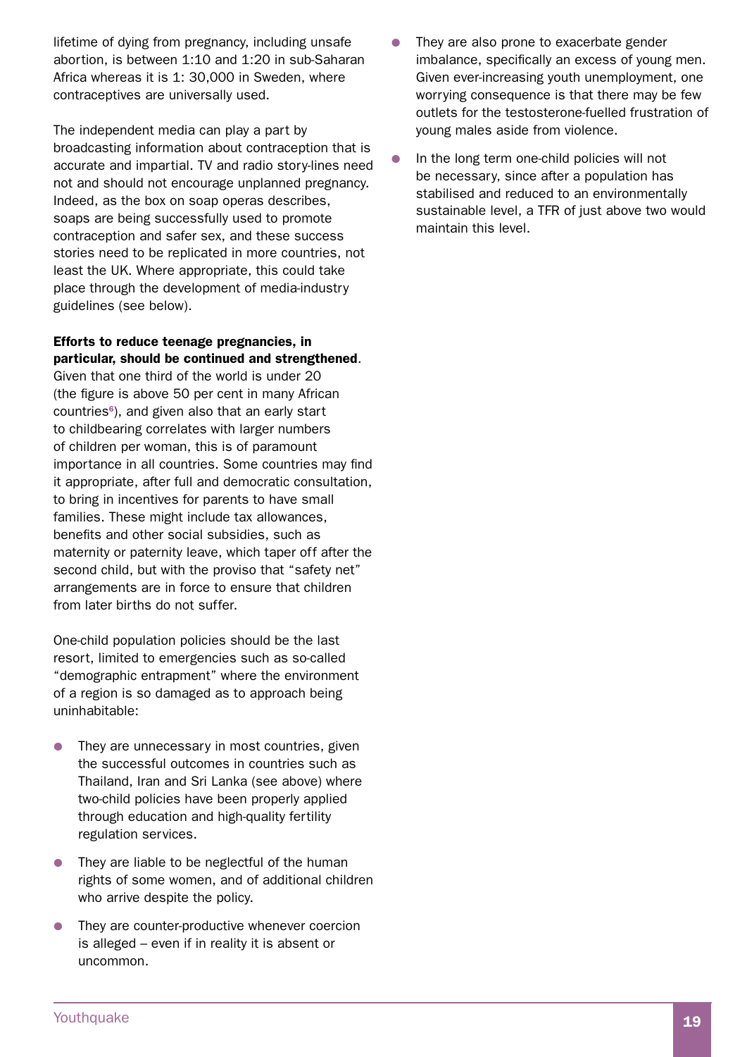lifetime of dying from pregnancy, including unsafe abortion, is between 1:10 and 1:20 in sub-Saharan Africa whereas it is 1: 30,000 in Sweden, where contraceptives are universally used.

The independent media can play a part by broadcasting information about contraception that is accurate and impartial. TV and radio story-lines need not and should not encourage unplanned pregnancy. Indeed, as the box on soap operas describes, soaps are being successfully used to promote contraception and safer sex, and these success stories need to be replicated in more countries, not least the UK. Where appropriate, this could take place through the development of media-industry guidelines (see below).

**Efforts to reduce teenage pregnancies, in particular, should be continued and strengthened**. Given that one third of the world is under 20 (the figure is above 50 per cent in many African countries[6]), and given also that an early start to childbearing correlates with larger numbers of children per woman, this is of paramount importance in all countries. Some countries may find it appropriate, after full and democratic consultation, to bring in incentives for parents to have small families. These might include tax allowances, benefits and other social subsidies, such as maternity or paternity leave, which taper off after the second child, but with the proviso that "safety net" arrangements are in force to ensure that children from later births do not suffer.

One-child population policies should be the last resort, limited to emergencies such as so-called "demographic entrapment" where the environment of a region is so damaged as to approach being uninhabitable:

- They are unnecessary in most countries, given the successful outcomes in countries such as Thailand, Iran and Sri Lanka (see above) where two-child policies have been properly applied through education and high-quality fertility regulation services.
- They are liable to be neglectful of the human rights of some women, and of additional children who arrive despite the policy.
- They are counter-productive whenever coercion is alleged – even if in reality it is absent or uncommon.
- They are also prone to exacerbate gender imbalance, specifically an excess of young men. Given ever-increasing youth unemployment, one worrying consequence is that there may be few outlets for the testosterone-fuelled frustration of young males aside from violence.
- In the long term one-child policies will not be necessary, since after a population has stabilised and reduced to an environmentally sustainable level, a TFR of just above two would maintain this level.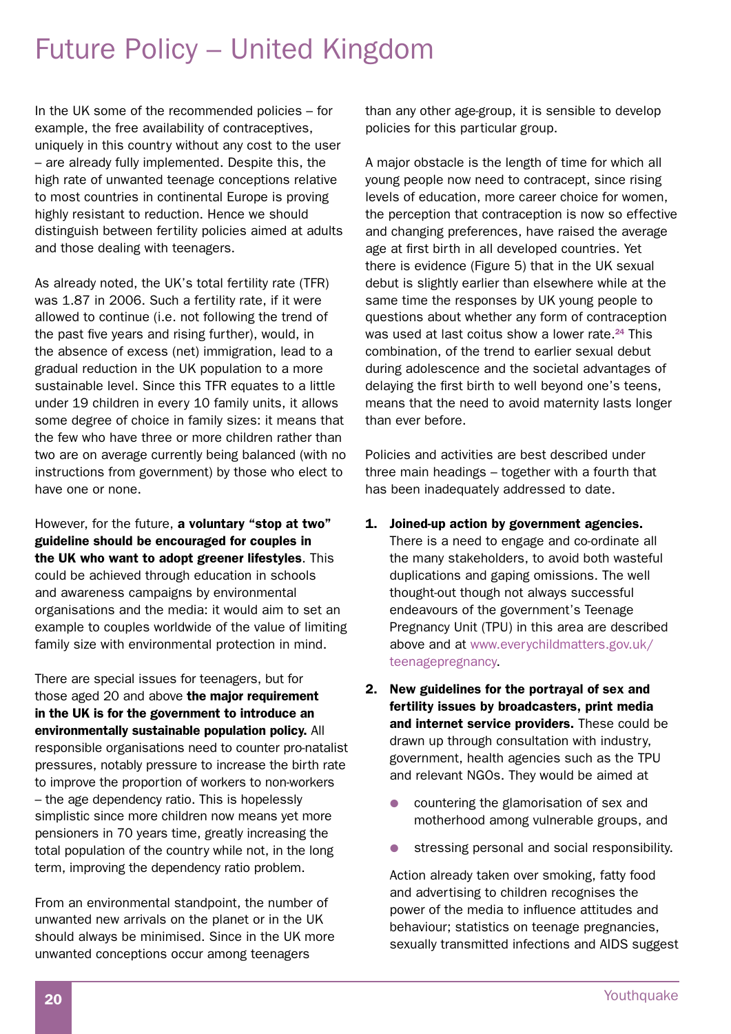# Future Policy – United Kingdom

In the UK some of the recommended policies – for example, the free availability of contraceptives, uniquely in this country without any cost to the user – are already fully implemented. Despite this, the high rate of unwanted teenage conceptions relative to most countries in continental Europe is proving highly resistant to reduction. Hence we should distinguish between fertility policies aimed at adults and those dealing with teenagers.

As already noted, the UK's total fertility rate (TFR) was 1.87 in 2006. Such a fertility rate, if it were allowed to continue (i.e. not following the trend of the past five years and rising further), would, in the absence of excess (net) immigration, lead to a gradual reduction in the UK population to a more sustainable level. Since this TFR equates to a little under 19 children in every 10 family units, it allows some degree of choice in family sizes: it means that the few who have three or more children rather than two are on average currently being balanced (with no instructions from government) by those who elect to have one or none.

However, for the future, **a voluntary "stop at two" guideline should be encouraged for couples in the UK who want to adopt greener lifestyles**. This could be achieved through education in schools and awareness campaigns by environmental organisations and the media: it would aim to set an example to couples worldwide of the value of limiting family size with environmental protection in mind.

There are special issues for teenagers, but for those aged 20 and above **the major requirement in the UK is for the government to introduce an environmentally sustainable population policy.** All responsible organisations need to counter pro-natalist pressures, notably pressure to increase the birth rate to improve the proportion of workers to non-workers – the age dependency ratio. This is hopelessly simplistic since more children now means yet more pensioners in 70 years time, greatly increasing the total population of the country while not, in the long term, improving the dependency ratio problem.

From an environmental standpoint, the number of unwanted new arrivals on the planet or in the UK should always be minimised. Since in the UK more unwanted conceptions occur among teenagers than any other age-group, it is sensible to develop policies for this particular group.

A major obstacle is the length of time for which all young people now need to contracept, since rising levels of education, more career choice for women, the perception that contraception is now so effective and changing preferences, have raised the average age at first birth in all developed countries. Yet there is evidence (Figure 5) that in the UK sexual debut is slightly earlier than elsewhere while at the same time the responses by UK young people to questions about whether any form of contraception was used at last coitus show a lower rate.[24] This combination, of the trend to earlier sexual debut during adolescence and the societal advantages of delaying the first birth to well beyond one's teens, means that the need to avoid maternity lasts longer than ever before.

Policies and activities are best described under three main headings – together with a fourth that has been inadequately addressed to date.

1. **Joined-up action by government agencies.** There is a need to engage and co-ordinate all the many stakeholders, to avoid both wasteful duplications and gaping omissions. The well thought-out though not always successful endeavours of the government's Teenage Pregnancy Unit (TPU) in this area are described above and at www.everychildmatters.gov.uk/teenagepregnancy.

2. **New guidelines for the portrayal of sex and fertility issues by broadcasters, print media and internet service providers.** These could be drawn up through consultation with industry, government, health agencies such as the TPU and relevant NGOs. They would be aimed at

   - countering the glamorisation of sex and motherhood among vulnerable groups, and
   - stressing personal and social responsibility.

   Action already taken over smoking, fatty food and advertising to children recognises the power of the media to influence attitudes and behaviour; statistics on teenage pregnancies, sexually transmitted infections and AIDS suggest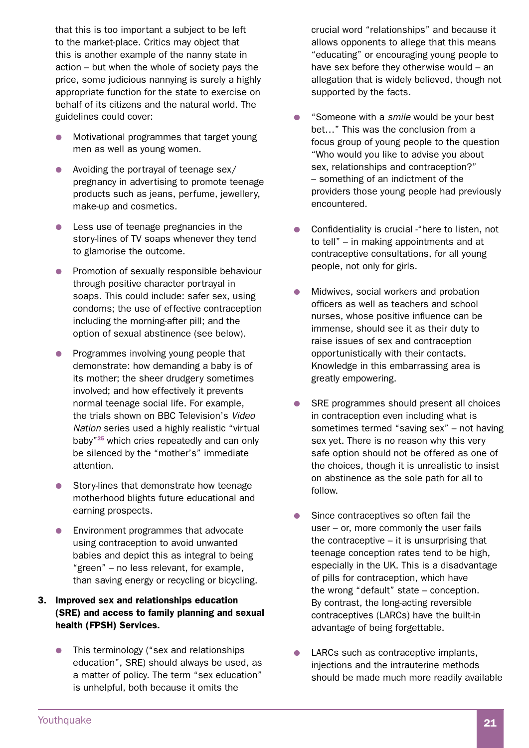that this is too important a subject to be left to the market-place. Critics may object that this is another example of the nanny state in action – but when the whole of society pays the price, some judicious nannying is surely a highly appropriate function for the state to exercise on behalf of its citizens and the natural world. The guidelines could cover:

- Motivational programmes that target young men as well as young women.
- Avoiding the portrayal of teenage sex/ pregnancy in advertising to promote teenage products such as jeans, perfume, jewellery, make-up and cosmetics.
- Less use of teenage pregnancies in the story-lines of TV soaps whenever they tend to glamorise the outcome.
- Promotion of sexually responsible behaviour through positive character portrayal in soaps. This could include: safer sex, using condoms; the use of effective contraception including the morning-after pill; and the option of sexual abstinence (see below).
- Programmes involving young people that demonstrate: how demanding a baby is of its mother; the sheer drudgery sometimes involved; and how effectively it prevents normal teenage social life. For example, the trials shown on BBC Television's *Video Nation* series used a highly realistic "virtual baby"[25] which cries repeatedly and can only be silenced by the "mother's" immediate attention.
- Story-lines that demonstrate how teenage motherhood blights future educational and earning prospects.
- Environment programmes that advocate using contraception to avoid unwanted babies and depict this as integral to being "green" – no less relevant, for example, than saving energy or recycling or bicycling.

**3. Improved sex and relationships education (SRE) and access to family planning and sexual health (FPSH) Services.**

- This terminology ("sex and relationships education", SRE) should always be used, as a matter of policy. The term "sex education" is unhelpful, both because it omits the crucial word "relationships" and because it allows opponents to allege that this means "educating" or encouraging young people to have sex before they otherwise would – an allegation that is widely believed, though not supported by the facts.
- "Someone with a *smile* would be your best bet…" This was the conclusion from a focus group of young people to the question "Who would you like to advise you about sex, relationships and contraception?" – something of an indictment of the providers those young people had previously encountered.
- Confidentiality is crucial -"here to listen, not to tell" – in making appointments and at contraceptive consultations, for all young people, not only for girls.
- Midwives, social workers and probation officers as well as teachers and school nurses, whose positive influence can be immense, should see it as their duty to raise issues of sex and contraception opportunistically with their contacts. Knowledge in this embarrassing area is greatly empowering.
- SRE programmes should present all choices in contraception even including what is sometimes termed "saving sex" – not having sex yet. There is no reason why this very safe option should not be offered as one of the choices, though it is unrealistic to insist on abstinence as the sole path for all to follow.
- Since contraceptives so often fail the user – or, more commonly the user fails the contraceptive – it is unsurprising that teenage conception rates tend to be high, especially in the UK. This is a disadvantage of pills for contraception, which have the wrong "default" state – conception. By contrast, the long-acting reversible contraceptives (LARCs) have the built-in advantage of being forgettable.
- LARCs such as contraceptive implants, injections and the intrauterine methods should be made much more readily available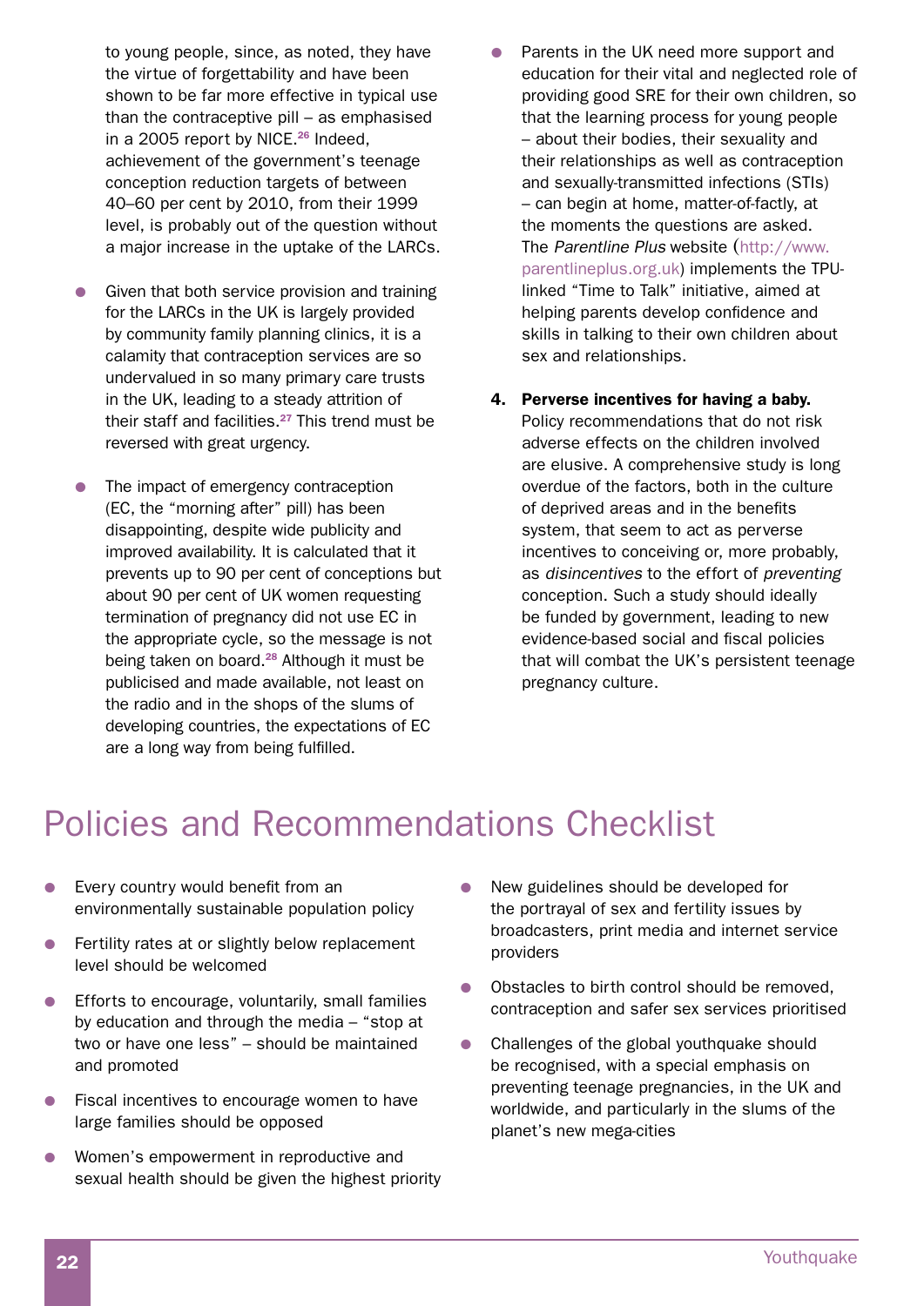to young people, since, as noted, they have the virtue of forgettability and have been shown to be far more effective in typical use than the contraceptive pill – as emphasised in a 2005 report by NICE.[26] Indeed, achievement of the government's teenage conception reduction targets of between 40–60 per cent by 2010, from their 1999 level, is probably out of the question without a major increase in the uptake of the LARCs.

- Given that both service provision and training for the LARCs in the UK is largely provided by community family planning clinics, it is a calamity that contraception services are so undervalued in so many primary care trusts in the UK, leading to a steady attrition of their staff and facilities.[27] This trend must be reversed with great urgency.

- The impact of emergency contraception (EC, the "morning after" pill) has been disappointing, despite wide publicity and improved availability. It is calculated that it prevents up to 90 per cent of conceptions but about 90 per cent of UK women requesting termination of pregnancy did not use EC in the appropriate cycle, so the message is not being taken on board.[28] Although it must be publicised and made available, not least on the radio and in the shops of the slums of developing countries, the expectations of EC are a long way from being fulfilled.

- Parents in the UK need more support and education for their vital and neglected role of providing good SRE for their own children, so that the learning process for young people – about their bodies, their sexuality and their relationships as well as contraception and sexually-transmitted infections (STIs) – can begin at home, matter-of-factly, at the moments the questions are asked. The *Parentline Plus* website (http://www.parentlineplus.org.uk) implements the TPU-linked "Time to Talk" initiative, aimed at helping parents develop confidence and skills in talking to their own children about sex and relationships.

4. **Perverse incentives for having a baby.** Policy recommendations that do not risk adverse effects on the children involved are elusive. A comprehensive study is long overdue of the factors, both in the culture of deprived areas and in the benefits system, that seem to act as perverse incentives to conceiving or, more probably, as *disincentives* to the effort of *preventing* conception. Such a study should ideally be funded by government, leading to new evidence-based social and fiscal policies that will combat the UK's persistent teenage pregnancy culture.

# Policies and Recommendations Checklist

- Every country would benefit from an environmentally sustainable population policy
- Fertility rates at or slightly below replacement level should be welcomed
- Efforts to encourage, voluntarily, small families by education and through the media – "stop at two or have one less" – should be maintained and promoted
- Fiscal incentives to encourage women to have large families should be opposed
- Women's empowerment in reproductive and sexual health should be given the highest priority
- New guidelines should be developed for the portrayal of sex and fertility issues by broadcasters, print media and internet service providers
- Obstacles to birth control should be removed, contraception and safer sex services prioritised
- Challenges of the global youthquake should be recognised, with a special emphasis on preventing teenage pregnancies, in the UK and worldwide, and particularly in the slums of the planet's new mega-cities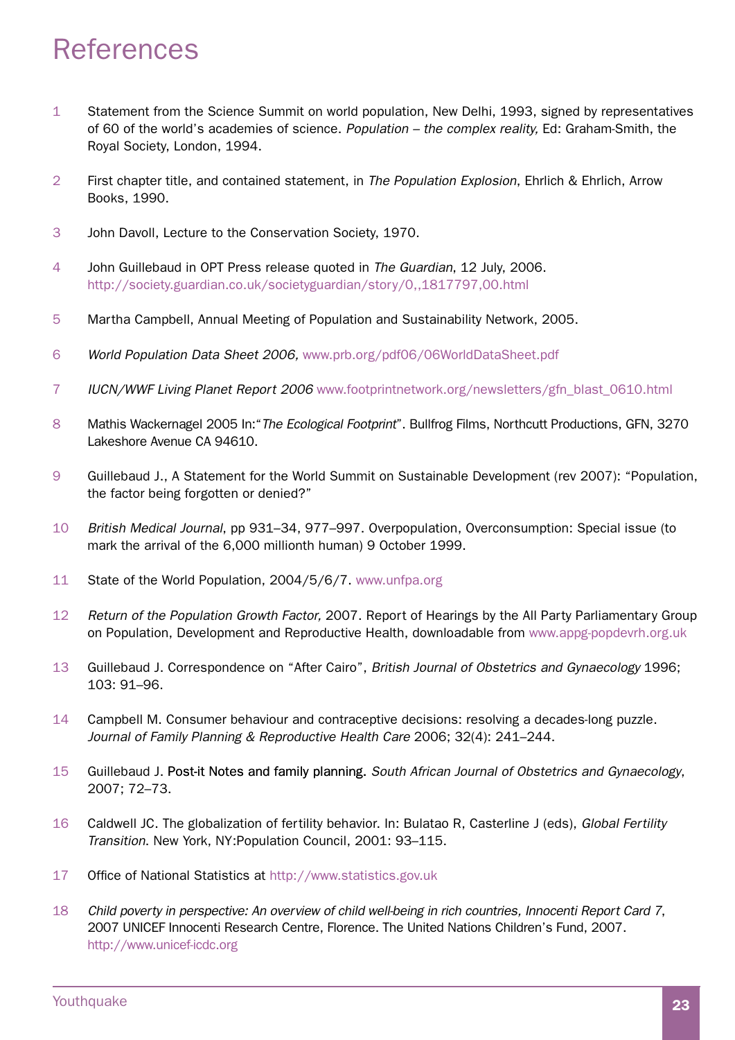# References

1. Statement from the Science Summit on world population, New Delhi, 1993, signed by representatives of 60 of the world's academies of science. *Population – the complex reality,* Ed: Graham-Smith, the Royal Society, London, 1994.

2. First chapter title, and contained statement, in *The Population Explosion*, Ehrlich & Ehrlich, Arrow Books, 1990.

3. John Davoll, Lecture to the Conservation Society, 1970.

4. John Guillebaud in OPT Press release quoted in *The Guardian*, 12 July, 2006. http://society.guardian.co.uk/societyguardian/story/0,,1817797,00.html

5. Martha Campbell, Annual Meeting of Population and Sustainability Network, 2005.

6. *World Population Data Sheet 2006,* www.prb.org/pdf06/06WorldDataSheet.pdf

7. *IUCN/WWF Living Planet Report 2006* www.footprintnetwork.org/newsletters/gfn_blast_0610.html

8. Mathis Wackernagel 2005 In:"*The Ecological Footprint*". Bullfrog Films, Northcutt Productions, GFN, 3270 Lakeshore Avenue CA 94610.

9. Guillebaud J., A Statement for the World Summit on Sustainable Development (rev 2007): "Population, the factor being forgotten or denied?"

10. *British Medical Journal*, pp 931–34, 977–997. Overpopulation, Overconsumption: Special issue (to mark the arrival of the 6,000 millionth human) 9 October 1999.

11. State of the World Population, 2004/5/6/7. www.unfpa.org

12. *Return of the Population Growth Factor,* 2007. Report of Hearings by the All Party Parliamentary Group on Population, Development and Reproductive Health, downloadable from www.appg-popdevrh.org.uk

13. Guillebaud J. Correspondence on "After Cairo", *British Journal of Obstetrics and Gynaecology* 1996; 103: 91–96.

14. Campbell M. Consumer behaviour and contraceptive decisions: resolving a decades-long puzzle. *Journal of Family Planning & Reproductive Health Care* 2006; 32(4): 241–244.

15. Guillebaud J. Post-it Notes and family planning. *South African Journal of Obstetrics and Gynaecology*, 2007; 72–73.

16. Caldwell JC. The globalization of fertility behavior. In: Bulatao R, Casterline J (eds), *Global Fertility Transition.* New York, NY:Population Council, 2001: 93–115.

17. Office of National Statistics at http://www.statistics.gov.uk

18. *Child poverty in perspective: An overview of child well-being in rich countries, Innocenti Report Card 7*, 2007 UNICEF Innocenti Research Centre, Florence. The United Nations Children's Fund, 2007. http://www.unicef-icdc.org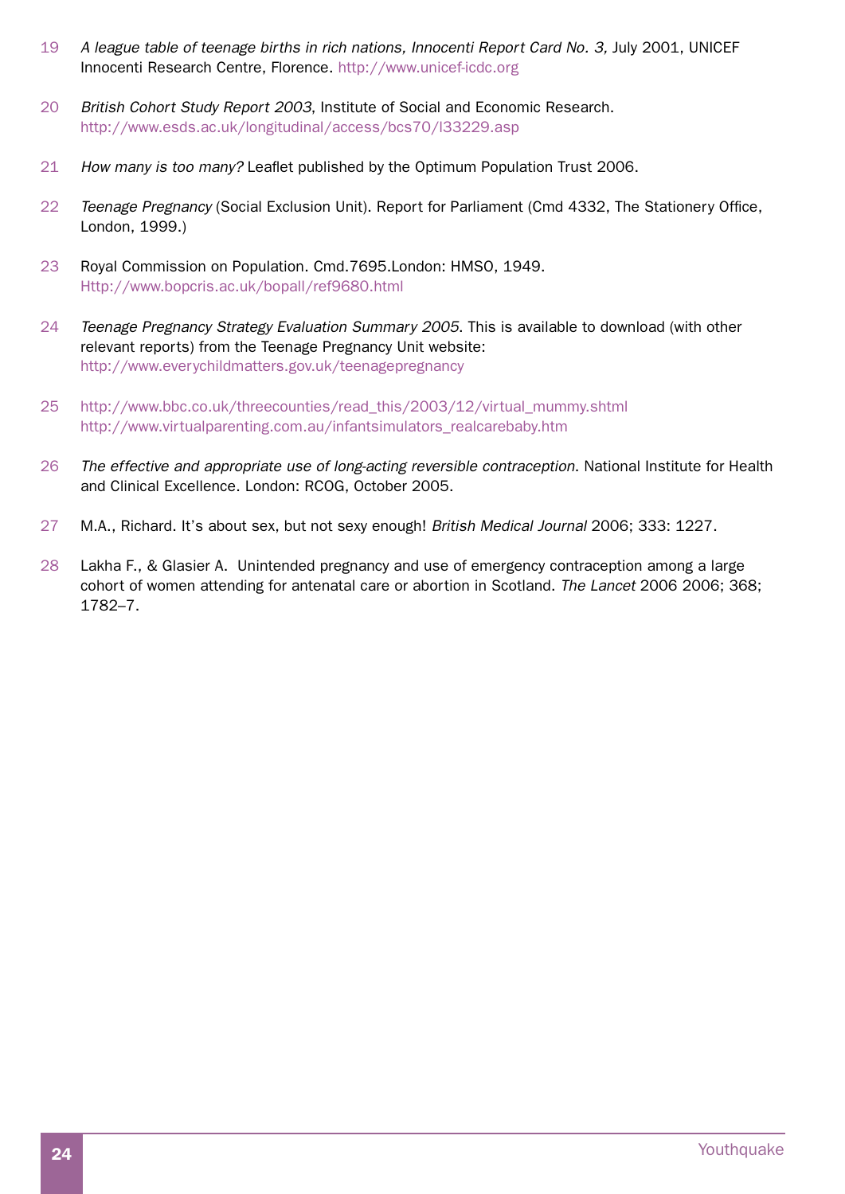19 *A league table of teenage births in rich nations, Innocenti Report Card No. 3,* July 2001, UNICEF Innocenti Research Centre, Florence. http://www.unicef-icdc.org

20 *British Cohort Study Report 2003*, Institute of Social and Economic Research. http://www.esds.ac.uk/longitudinal/access/bcs70/l33229.asp

21 *How many is too many?* Leaflet published by the Optimum Population Trust 2006.

22 *Teenage Pregnancy* (Social Exclusion Unit). Report for Parliament (Cmd 4332, The Stationery Office, London, 1999.)

23 Royal Commission on Population. Cmd.7695.London: HMSO, 1949. Http://www.bopcris.ac.uk/bopall/ref9680.html

24 *Teenage Pregnancy Strategy Evaluation Summary 2005*. This is available to download (with other relevant reports) from the Teenage Pregnancy Unit website: http://www.everychildmatters.gov.uk/teenagepregnancy

25 http://www.bbc.co.uk/threecounties/read_this/2003/12/virtual_mummy.shtml http://www.virtualparenting.com.au/infantsimulators_realcarebaby.htm

26 *The effective and appropriate use of long-acting reversible contraception*. National Institute for Health and Clinical Excellence. London: RCOG, October 2005.

27 M.A., Richard. It's about sex, but not sexy enough! *British Medical Journal* 2006; 333: 1227.

28 Lakha F., & Glasier A. Unintended pregnancy and use of emergency contraception among a large cohort of women attending for antenatal care or abortion in Scotland. *The Lancet* 2006 2006; 368; 1782–7.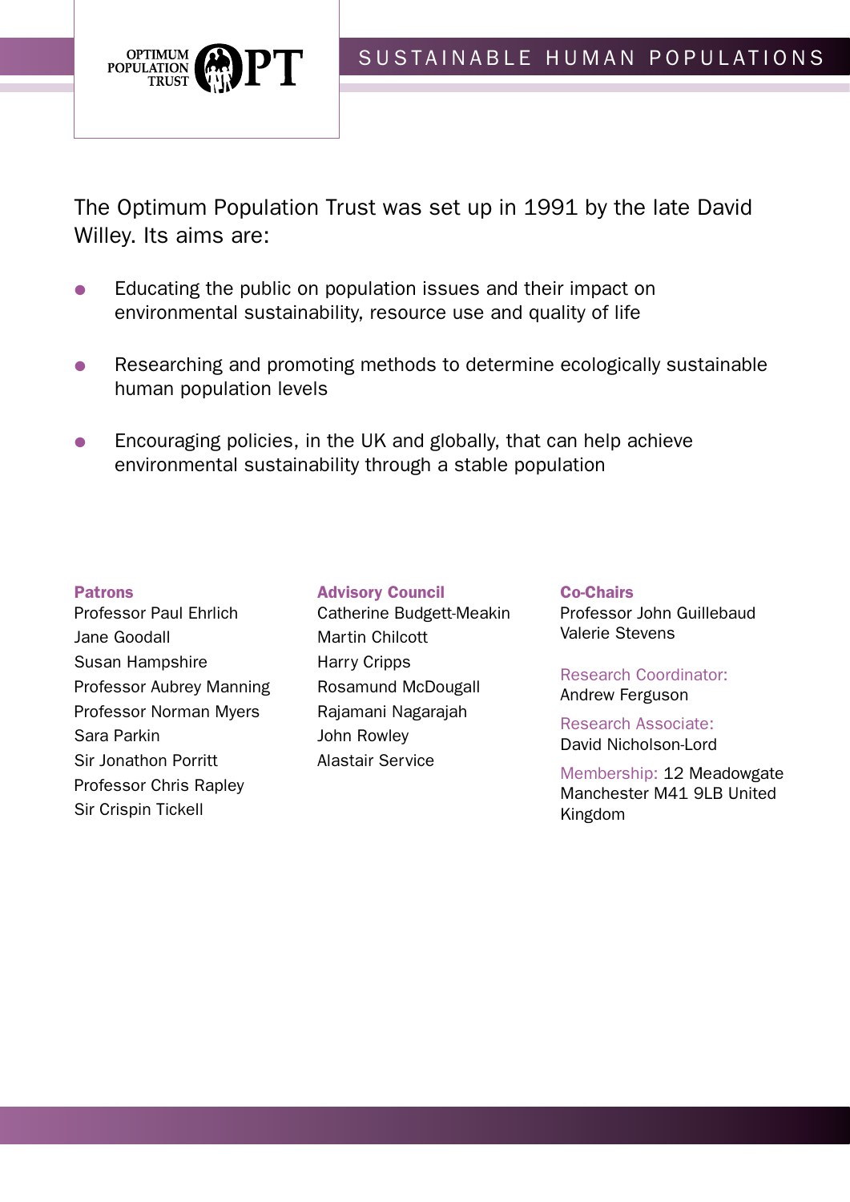OPTIMUM POPULATION TRUST OPT

SUSTAINABLE HUMAN POPULATIONS

The Optimum Population Trust was set up in 1991 by the late David Willey. Its aims are:

- Educating the public on population issues and their impact on environmental sustainability, resource use and quality of life
- Researching and promoting methods to determine ecologically sustainable human population levels
- Encouraging policies, in the UK and globally, that can help achieve environmental sustainability through a stable population

**Patrons**
Professor Paul Ehrlich
Jane Goodall
Susan Hampshire
Professor Aubrey Manning
Professor Norman Myers
Sara Parkin
Sir Jonathon Porritt
Professor Chris Rapley
Sir Crispin Tickell

**Advisory Council**
Catherine Budgett-Meakin
Martin Chilcott
Harry Cripps
Rosamund McDougall
Rajamani Nagarajah
John Rowley
Alastair Service

**Co-Chairs**
Professor John Guillebaud
Valerie Stevens

Research Coordinator:
Andrew Ferguson

Research Associate:
David Nicholson-Lord

Membership: 12 Meadowgate Manchester M41 9LB United Kingdom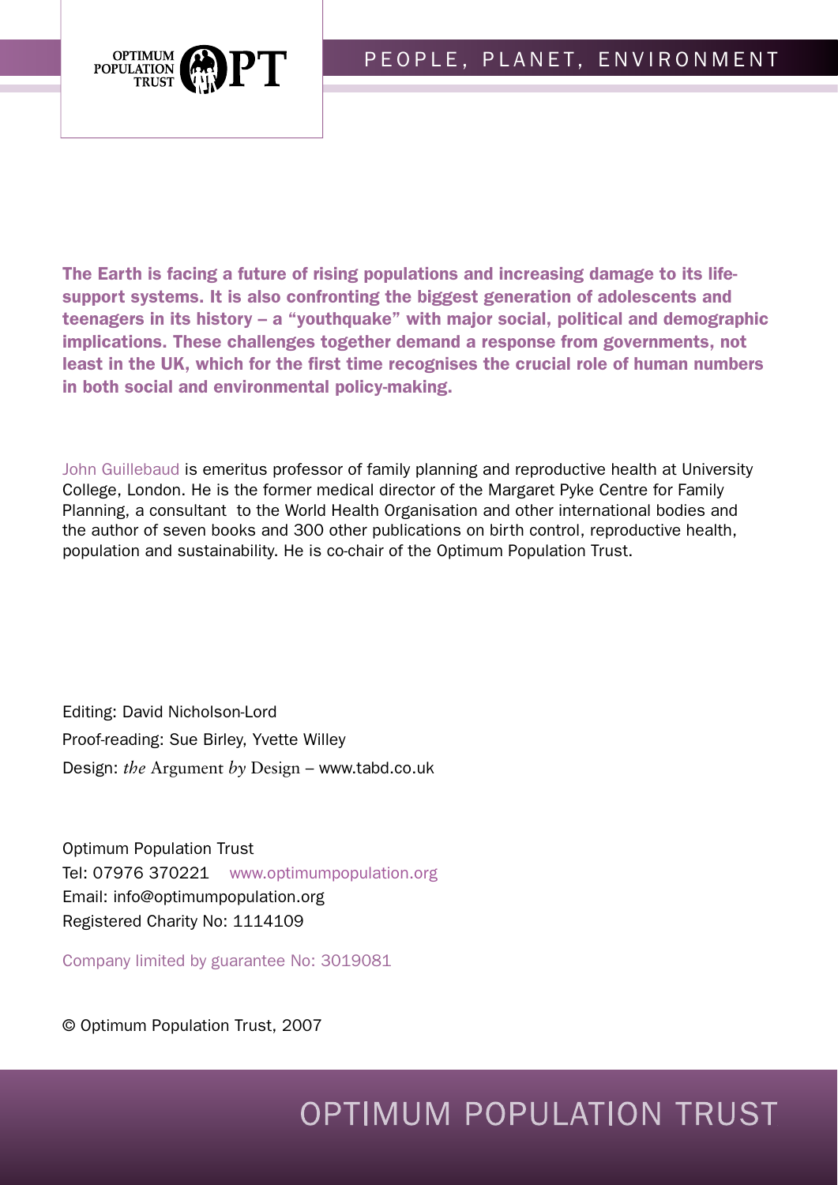OPTIMUM POPULATION TRUST OPT

PEOPLE, PLANET, ENVIRONMENT

**The Earth is facing a future of rising populations and increasing damage to its life-support systems. It is also confronting the biggest generation of adolescents and teenagers in its history – a "youthquake" with major social, political and demographic implications. These challenges together demand a response from governments, not least in the UK, which for the first time recognises the crucial role of human numbers in both social and environmental policy-making.**

John Guillebaud is emeritus professor of family planning and reproductive health at University College, London. He is the former medical director of the Margaret Pyke Centre for Family Planning, a consultant to the World Health Organisation and other international bodies and the author of seven books and 300 other publications on birth control, reproductive health, population and sustainability. He is co-chair of the Optimum Population Trust.

Editing: David Nicholson-Lord
Proof-reading: Sue Birley, Yvette Willey
Design: *the* Argument *by* Design – www.tabd.co.uk

Optimum Population Trust
Tel: 07976 370221 www.optimumpopulation.org
Email: info@optimumpopulation.org
Registered Charity No: 1114109

Company limited by guarantee No: 3019081

© Optimum Population Trust, 2007

OPTIMUM POPULATION TRUST